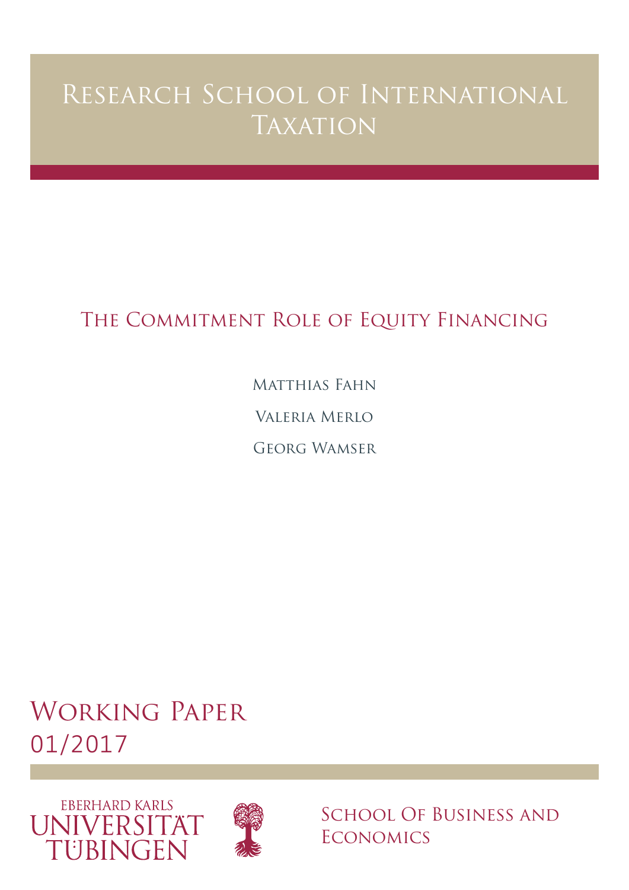# Research School of International Taxation

## The Commitment Role of Equity Financing

Matthias Fahn

Valeria Merlo

Georg Wamser

Working Paper
01/2017

Eberhard Karls Universität Tübingen

School Of Business and Economics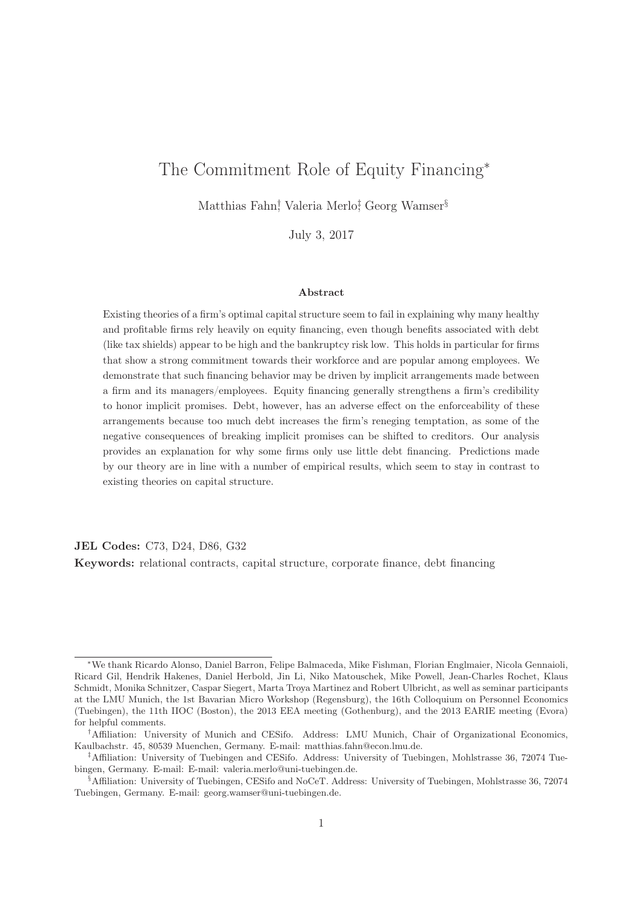# The Commitment Role of Equity Financing[*]

Matthias Fahn[†], Valeria Merlo[‡], Georg Wamser[§]

July 3, 2017

### Abstract

Existing theories of a firm's optimal capital structure seem to fail in explaining why many healthy and profitable firms rely heavily on equity financing, even though benefits associated with debt (like tax shields) appear to be high and the bankruptcy risk low. This holds in particular for firms that show a strong commitment towards their workforce and are popular among employees. We demonstrate that such financing behavior may be driven by implicit arrangements made between a firm and its managers/employees. Equity financing generally strengthens a firm's credibility to honor implicit promises. Debt, however, has an adverse effect on the enforceability of these arrangements because too much debt increases the firm's reneging temptation, as some of the negative consequences of breaking implicit promises can be shifted to creditors. Our analysis provides an explanation for why some firms only use little debt financing. Predictions made by our theory are in line with a number of empirical results, which seem to stay in contrast to existing theories on capital structure.

**JEL Codes:** C73, D24, D86, G32

**Keywords:** relational contracts, capital structure, corporate finance, debt financing

---

[*]We thank Ricardo Alonso, Daniel Barron, Felipe Balmaceda, Mike Fishman, Florian Englmaier, Nicola Gennaioli, Ricard Gil, Hendrik Hakenes, Daniel Herbold, Jin Li, Niko Matouschek, Mike Powell, Jean-Charles Rochet, Klaus Schmidt, Monika Schnitzer, Caspar Siegert, Marta Troya Martinez and Robert Ulbricht, as well as seminar participants at the LMU Munich, the 1st Bavarian Micro Workshop (Regensburg), the 16th Colloquium on Personnel Economics (Tuebingen), the 11th IIOC (Boston), the 2013 EEA meeting (Gothenburg), and the 2013 EARIE meeting (Evora) for helpful comments.

[†]Affiliation: University of Munich and CESifo. Address: LMU Munich, Chair of Organizational Economics, Kaulbachstr. 45, 80539 Muenchen, Germany. E-mail: matthias.fahn@econ.lmu.de.

[‡]Affiliation: University of Tuebingen and CESifo. Address: University of Tuebingen, Mohlstrasse 36, 72074 Tuebingen, Germany. E-mail: E-mail: valeria.merlo@uni-tuebingen.de.

[§]Affiliation: University of Tuebingen, CESifo and NoCeT. Address: University of Tuebingen, Mohlstrasse 36, 72074 Tuebingen, Germany. E-mail: georg.wamser@uni-tuebingen.de.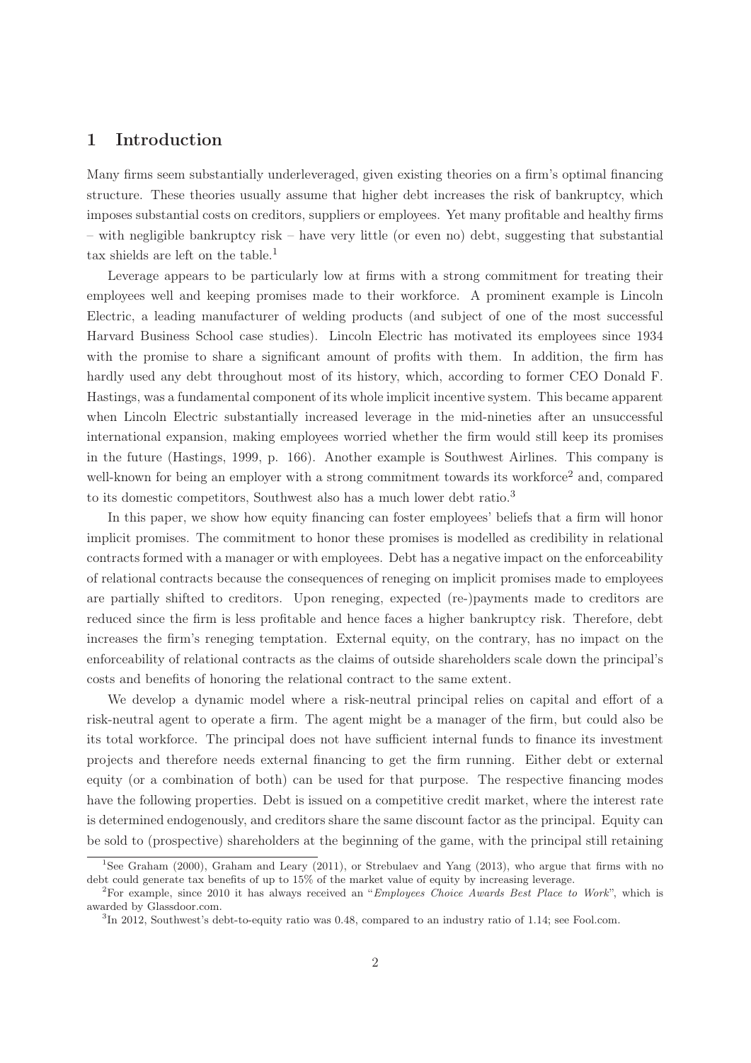# 1 Introduction

Many firms seem substantially underleveraged, given existing theories on a firm's optimal financing structure. These theories usually assume that higher debt increases the risk of bankruptcy, which imposes substantial costs on creditors, suppliers or employees. Yet many profitable and healthy firms – with negligible bankruptcy risk – have very little (or even no) debt, suggesting that substantial tax shields are left on the table.[1]

Leverage appears to be particularly low at firms with a strong commitment for treating their employees well and keeping promises made to their workforce. A prominent example is Lincoln Electric, a leading manufacturer of welding products (and subject of one of the most successful Harvard Business School case studies). Lincoln Electric has motivated its employees since 1934 with the promise to share a significant amount of profits with them. In addition, the firm has hardly used any debt throughout most of its history, which, according to former CEO Donald F. Hastings, was a fundamental component of its whole implicit incentive system. This became apparent when Lincoln Electric substantially increased leverage in the mid-nineties after an unsuccessful international expansion, making employees worried whether the firm would still keep its promises in the future (Hastings, 1999, p. 166). Another example is Southwest Airlines. This company is well-known for being an employer with a strong commitment towards its workforce[2] and, compared to its domestic competitors, Southwest also has a much lower debt ratio.[3]

In this paper, we show how equity financing can foster employees' beliefs that a firm will honor implicit promises. The commitment to honor these promises is modelled as credibility in relational contracts formed with a manager or with employees. Debt has a negative impact on the enforceability of relational contracts because the consequences of reneging on implicit promises made to employees are partially shifted to creditors. Upon reneging, expected (re-)payments made to creditors are reduced since the firm is less profitable and hence faces a higher bankruptcy risk. Therefore, debt increases the firm's reneging temptation. External equity, on the contrary, has no impact on the enforceability of relational contracts as the claims of outside shareholders scale down the principal's costs and benefits of honoring the relational contract to the same extent.

We develop a dynamic model where a risk-neutral principal relies on capital and effort of a risk-neutral agent to operate a firm. The agent might be a manager of the firm, but could also be its total workforce. The principal does not have sufficient internal funds to finance its investment projects and therefore needs external financing to get the firm running. Either debt or external equity (or a combination of both) can be used for that purpose. The respective financing modes have the following properties. Debt is issued on a competitive credit market, where the interest rate is determined endogenously, and creditors share the same discount factor as the principal. Equity can be sold to (prospective) shareholders at the beginning of the game, with the principal still retaining

---

[1] See Graham (2000), Graham and Leary (2011), or Strebulaev and Yang (2013), who argue that firms with no debt could generate tax benefits of up to 15% of the market value of equity by increasing leverage.

[2] For example, since 2010 it has always received an "*Employees Choice Awards Best Place to Work*", which is awarded by Glassdoor.com.

[3] In 2012, Southwest's debt-to-equity ratio was 0.48, compared to an industry ratio of 1.14; see Fool.com.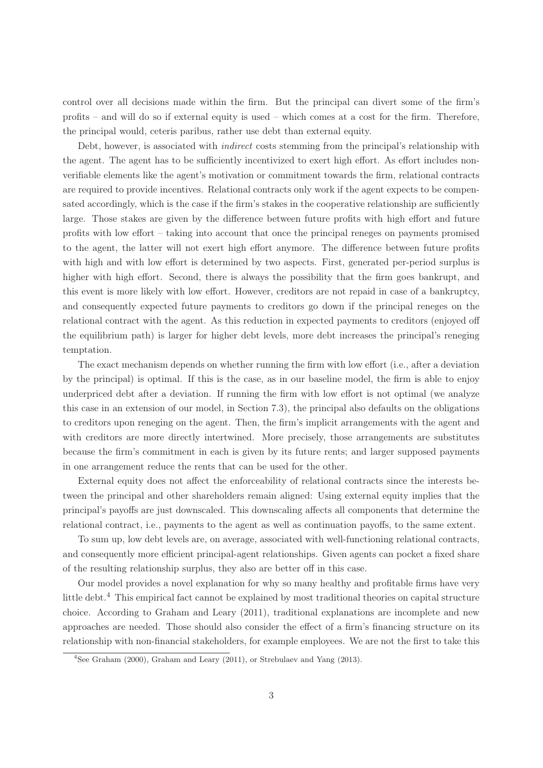control over all decisions made within the firm. But the principal can divert some of the firm's profits – and will do so if external equity is used – which comes at a cost for the firm. Therefore, the principal would, ceteris paribus, rather use debt than external equity.

Debt, however, is associated with *indirect* costs stemming from the principal's relationship with the agent. The agent has to be sufficiently incentivized to exert high effort. As effort includes non-verifiable elements like the agent's motivation or commitment towards the firm, relational contracts are required to provide incentives. Relational contracts only work if the agent expects to be compensated accordingly, which is the case if the firm's stakes in the cooperative relationship are sufficiently large. Those stakes are given by the difference between future profits with high effort and future profits with low effort – taking into account that once the principal reneges on payments promised to the agent, the latter will not exert high effort anymore. The difference between future profits with high and with low effort is determined by two aspects. First, generated per-period surplus is higher with high effort. Second, there is always the possibility that the firm goes bankrupt, and this event is more likely with low effort. However, creditors are not repaid in case of a bankruptcy, and consequently expected future payments to creditors go down if the principal reneges on the relational contract with the agent. As this reduction in expected payments to creditors (enjoyed off the equilibrium path) is larger for higher debt levels, more debt increases the principal's reneging temptation.

The exact mechanism depends on whether running the firm with low effort (i.e., after a deviation by the principal) is optimal. If this is the case, as in our baseline model, the firm is able to enjoy underpriced debt after a deviation. If running the firm with low effort is not optimal (we analyze this case in an extension of our model, in Section 7.3), the principal also defaults on the obligations to creditors upon reneging on the agent. Then, the firm's implicit arrangements with the agent and with creditors are more directly intertwined. More precisely, those arrangements are substitutes because the firm's commitment in each is given by its future rents; and larger supposed payments in one arrangement reduce the rents that can be used for the other.

External equity does not affect the enforceability of relational contracts since the interests between the principal and other shareholders remain aligned: Using external equity implies that the principal's payoffs are just downscaled. This downscaling affects all components that determine the relational contract, i.e., payments to the agent as well as continuation payoffs, to the same extent.

To sum up, low debt levels are, on average, associated with well-functioning relational contracts, and consequently more efficient principal-agent relationships. Given agents can pocket a fixed share of the resulting relationship surplus, they also are better off in this case.

Our model provides a novel explanation for why so many healthy and profitable firms have very little debt.[4] This empirical fact cannot be explained by most traditional theories on capital structure choice. According to Graham and Leary (2011), traditional explanations are incomplete and new approaches are needed. Those should also consider the effect of a firm's financing structure on its relationship with non-financial stakeholders, for example employees. We are not the first to take this

[4] See Graham (2000), Graham and Leary (2011), or Strebulaev and Yang (2013).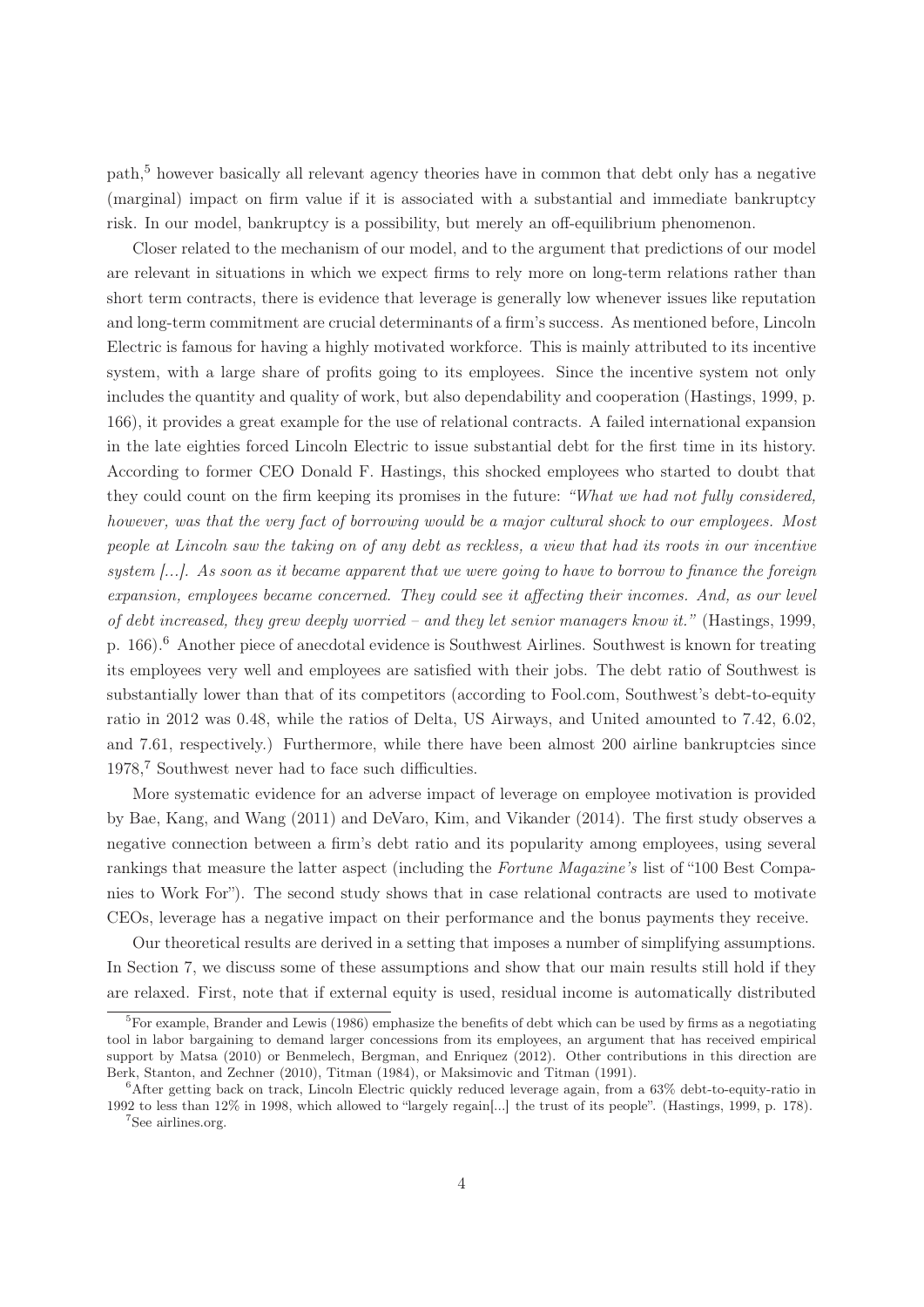path,[5] however basically all relevant agency theories have in common that debt only has a negative (marginal) impact on firm value if it is associated with a substantial and immediate bankruptcy risk. In our model, bankruptcy is a possibility, but merely an off-equilibrium phenomenon.

Closer related to the mechanism of our model, and to the argument that predictions of our model are relevant in situations in which we expect firms to rely more on long-term relations rather than short term contracts, there is evidence that leverage is generally low whenever issues like reputation and long-term commitment are crucial determinants of a firm's success. As mentioned before, Lincoln Electric is famous for having a highly motivated workforce. This is mainly attributed to its incentive system, with a large share of profits going to its employees. Since the incentive system not only includes the quantity and quality of work, but also dependability and cooperation (Hastings, 1999, p. 166), it provides a great example for the use of relational contracts. A failed international expansion in the late eighties forced Lincoln Electric to issue substantial debt for the first time in its history. According to former CEO Donald F. Hastings, this shocked employees who started to doubt that they could count on the firm keeping its promises in the future: *"What we had not fully considered, however, was that the very fact of borrowing would be a major cultural shock to our employees. Most people at Lincoln saw the taking on of any debt as reckless, a view that had its roots in our incentive system [...]. As soon as it became apparent that we were going to have to borrow to finance the foreign expansion, employees became concerned. They could see it affecting their incomes. And, as our level of debt increased, they grew deeply worried – and they let senior managers know it."* (Hastings, 1999, p. 166).[6] Another piece of anecdotal evidence is Southwest Airlines. Southwest is known for treating its employees very well and employees are satisfied with their jobs. The debt ratio of Southwest is substantially lower than that of its competitors (according to Fool.com, Southwest's debt-to-equity ratio in 2012 was 0.48, while the ratios of Delta, US Airways, and United amounted to 7.42, 6.02, and 7.61, respectively.) Furthermore, while there have been almost 200 airline bankruptcies since 1978,[7] Southwest never had to face such difficulties.

More systematic evidence for an adverse impact of leverage on employee motivation is provided by Bae, Kang, and Wang (2011) and DeVaro, Kim, and Vikander (2014). The first study observes a negative connection between a firm's debt ratio and its popularity among employees, using several rankings that measure the latter aspect (including the *Fortune Magazine's* list of "100 Best Companies to Work For"). The second study shows that in case relational contracts are used to motivate CEOs, leverage has a negative impact on their performance and the bonus payments they receive.

Our theoretical results are derived in a setting that imposes a number of simplifying assumptions. In Section 7, we discuss some of these assumptions and show that our main results still hold if they are relaxed. First, note that if external equity is used, residual income is automatically distributed

[5] For example, Brander and Lewis (1986) emphasize the benefits of debt which can be used by firms as a negotiating tool in labor bargaining to demand larger concessions from its employees, an argument that has received empirical support by Matsa (2010) or Benmelech, Bergman, and Enriquez (2012). Other contributions in this direction are Berk, Stanton, and Zechner (2010), Titman (1984), or Maksimovic and Titman (1991).

[6] After getting back on track, Lincoln Electric quickly reduced leverage again, from a 63% debt-to-equity-ratio in 1992 to less than 12% in 1998, which allowed to "largely regain[...] the trust of its people". (Hastings, 1999, p. 178).

[7] See airlines.org.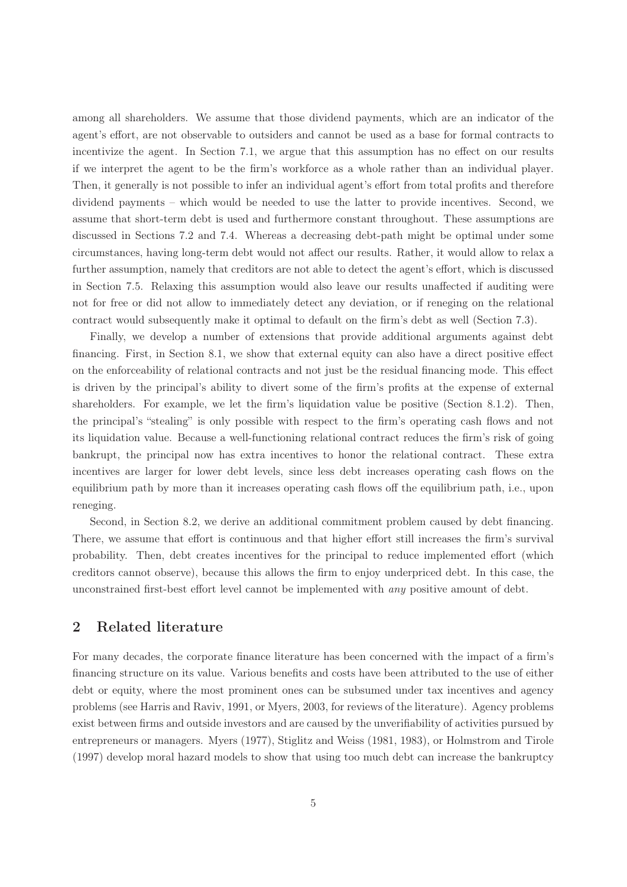among all shareholders. We assume that those dividend payments, which are an indicator of the agent's effort, are not observable to outsiders and cannot be used as a base for formal contracts to incentivize the agent. In Section 7.1, we argue that this assumption has no effect on our results if we interpret the agent to be the firm's workforce as a whole rather than an individual player. Then, it generally is not possible to infer an individual agent's effort from total profits and therefore dividend payments – which would be needed to use the latter to provide incentives. Second, we assume that short-term debt is used and furthermore constant throughout. These assumptions are discussed in Sections 7.2 and 7.4. Whereas a decreasing debt-path might be optimal under some circumstances, having long-term debt would not affect our results. Rather, it would allow to relax a further assumption, namely that creditors are not able to detect the agent's effort, which is discussed in Section 7.5. Relaxing this assumption would also leave our results unaffected if auditing were not for free or did not allow to immediately detect any deviation, or if reneging on the relational contract would subsequently make it optimal to default on the firm's debt as well (Section 7.3).

Finally, we develop a number of extensions that provide additional arguments against debt financing. First, in Section 8.1, we show that external equity can also have a direct positive effect on the enforceability of relational contracts and not just be the residual financing mode. This effect is driven by the principal's ability to divert some of the firm's profits at the expense of external shareholders. For example, we let the firm's liquidation value be positive (Section 8.1.2). Then, the principal's "stealing" is only possible with respect to the firm's operating cash flows and not its liquidation value. Because a well-functioning relational contract reduces the firm's risk of going bankrupt, the principal now has extra incentives to honor the relational contract. These extra incentives are larger for lower debt levels, since less debt increases operating cash flows on the equilibrium path by more than it increases operating cash flows off the equilibrium path, i.e., upon reneging.

Second, in Section 8.2, we derive an additional commitment problem caused by debt financing. There, we assume that effort is continuous and that higher effort still increases the firm's survival probability. Then, debt creates incentives for the principal to reduce implemented effort (which creditors cannot observe), because this allows the firm to enjoy underpriced debt. In this case, the unconstrained first-best effort level cannot be implemented with *any* positive amount of debt.

## 2 Related literature

For many decades, the corporate finance literature has been concerned with the impact of a firm's financing structure on its value. Various benefits and costs have been attributed to the use of either debt or equity, where the most prominent ones can be subsumed under tax incentives and agency problems (see Harris and Raviv, 1991, or Myers, 2003, for reviews of the literature). Agency problems exist between firms and outside investors and are caused by the unverifiability of activities pursued by entrepreneurs or managers. Myers (1977), Stiglitz and Weiss (1981, 1983), or Holmstrom and Tirole (1997) develop moral hazard models to show that using too much debt can increase the bankruptcy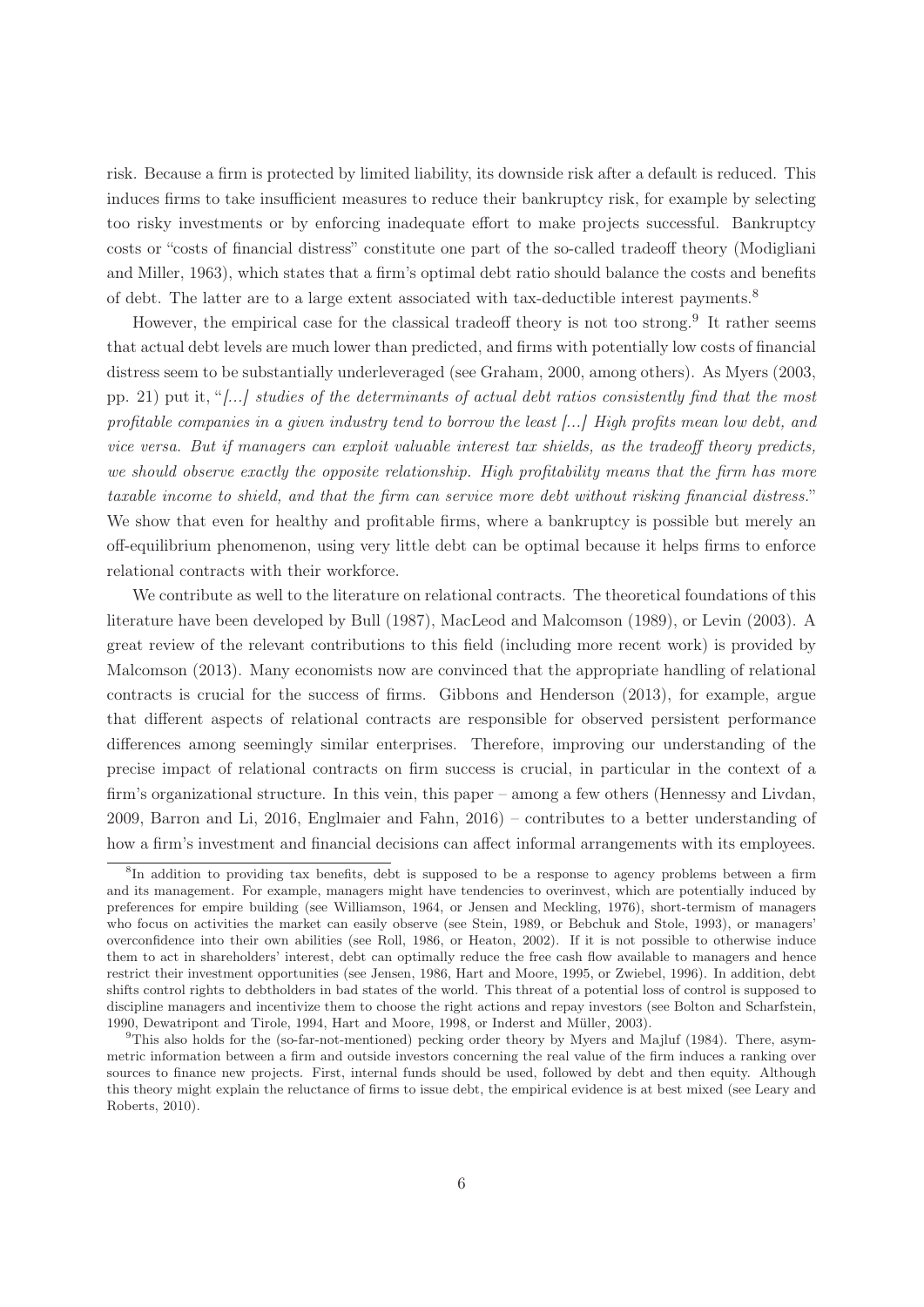risk. Because a firm is protected by limited liability, its downside risk after a default is reduced. This induces firms to take insufficient measures to reduce their bankruptcy risk, for example by selecting too risky investments or by enforcing inadequate effort to make projects successful. Bankruptcy costs or "costs of financial distress" constitute one part of the so-called tradeoff theory (Modigliani and Miller, 1963), which states that a firm's optimal debt ratio should balance the costs and benefits of debt. The latter are to a large extent associated with tax-deductible interest payments.[8]

However, the empirical case for the classical tradeoff theory is not too strong.[9] It rather seems that actual debt levels are much lower than predicted, and firms with potentially low costs of financial distress seem to be substantially underleveraged (see Graham, 2000, among others). As Myers (2003, pp. 21) put it, "*[...] studies of the determinants of actual debt ratios consistently find that the most profitable companies in a given industry tend to borrow the least [...] High profits mean low debt, and vice versa. But if managers can exploit valuable interest tax shields, as the tradeoff theory predicts, we should observe exactly the opposite relationship. High profitability means that the firm has more taxable income to shield, and that the firm can service more debt without risking financial distress.*" We show that even for healthy and profitable firms, where a bankruptcy is possible but merely an off-equilibrium phenomenon, using very little debt can be optimal because it helps firms to enforce relational contracts with their workforce.

We contribute as well to the literature on relational contracts. The theoretical foundations of this literature have been developed by Bull (1987), MacLeod and Malcomson (1989), or Levin (2003). A great review of the relevant contributions to this field (including more recent work) is provided by Malcomson (2013). Many economists now are convinced that the appropriate handling of relational contracts is crucial for the success of firms. Gibbons and Henderson (2013), for example, argue that different aspects of relational contracts are responsible for observed persistent performance differences among seemingly similar enterprises. Therefore, improving our understanding of the precise impact of relational contracts on firm success is crucial, in particular in the context of a firm's organizational structure. In this vein, this paper – among a few others (Hennessy and Livdan, 2009, Barron and Li, 2016, Englmaier and Fahn, 2016) – contributes to a better understanding of how a firm's investment and financial decisions can affect informal arrangements with its employees.

---

[8]In addition to providing tax benefits, debt is supposed to be a response to agency problems between a firm and its management. For example, managers might have tendencies to overinvest, which are potentially induced by preferences for empire building (see Williamson, 1964, or Jensen and Meckling, 1976), short-termism of managers who focus on activities the market can easily observe (see Stein, 1989, or Bebchuk and Stole, 1993), or managers' overconfidence into their own abilities (see Roll, 1986, or Heaton, 2002). If it is not possible to otherwise induce them to act in shareholders' interest, debt can optimally reduce the free cash flow available to managers and hence restrict their investment opportunities (see Jensen, 1986, Hart and Moore, 1995, or Zwiebel, 1996). In addition, debt shifts control rights to debtholders in bad states of the world. This threat of a potential loss of control is supposed to discipline managers and incentivize them to choose the right actions and repay investors (see Bolton and Scharfstein, 1990, Dewatripont and Tirole, 1994, Hart and Moore, 1998, or Inderst and Müller, 2003).

[9]This also holds for the (so-far-not-mentioned) pecking order theory by Myers and Majluf (1984). There, asymmetric information between a firm and outside investors concerning the real value of the firm induces a ranking over sources to finance new projects. First, internal funds should be used, followed by debt and then equity. Although this theory might explain the reluctance of firms to issue debt, the empirical evidence is at best mixed (see Leary and Roberts, 2010).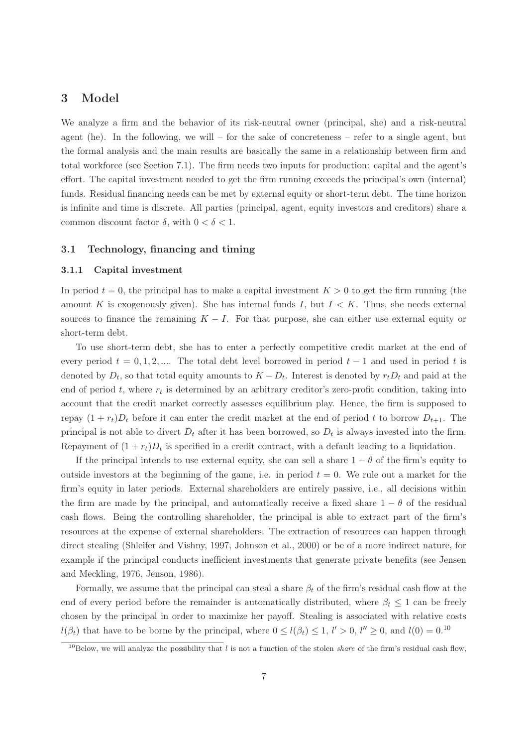# 3 Model

We analyze a firm and the behavior of its risk-neutral owner (principal, she) and a risk-neutral agent (he). In the following, we will – for the sake of concreteness – refer to a single agent, but the formal analysis and the main results are basically the same in a relationship between firm and total workforce (see Section 7.1). The firm needs two inputs for production: capital and the agent's effort. The capital investment needed to get the firm running exceeds the principal's own (internal) funds. Residual financing needs can be met by external equity or short-term debt. The time horizon is infinite and time is discrete. All parties (principal, agent, equity investors and creditors) share a common discount factor $\delta$, with $0 < \delta < 1$.

## 3.1 Technology, financing and timing

### 3.1.1 Capital investment

In period $t = 0$, the principal has to make a capital investment $K > 0$ to get the firm running (the amount $K$ is exogenously given). She has internal funds $I$, but $I < K$. Thus, she needs external sources to finance the remaining $K - I$. For that purpose, she can either use external equity or short-term debt.

To use short-term debt, she has to enter a perfectly competitive credit market at the end of every period $t = 0, 1, 2, ....$ The total debt level borrowed in period $t - 1$ and used in period $t$ is denoted by $D_t$, so that total equity amounts to $K - D_t$. Interest is denoted by $r_t D_t$ and paid at the end of period $t$, where $r_t$ is determined by an arbitrary creditor's zero-profit condition, taking into account that the credit market correctly assesses equilibrium play. Hence, the firm is supposed to repay $(1 + r_t)D_t$ before it can enter the credit market at the end of period $t$ to borrow $D_{t+1}$. The principal is not able to divert $D_t$ after it has been borrowed, so $D_t$ is always invested into the firm. Repayment of $(1 + r_t)D_t$ is specified in a credit contract, with a default leading to a liquidation.

If the principal intends to use external equity, she can sell a share $1 - \theta$ of the firm's equity to outside investors at the beginning of the game, i.e. in period $t = 0$. We rule out a market for the firm's equity in later periods. External shareholders are entirely passive, i.e., all decisions within the firm are made by the principal, and automatically receive a fixed share $1 - \theta$ of the residual cash flows. Being the controlling shareholder, the principal is able to extract part of the firm's resources at the expense of external shareholders. The extraction of resources can happen through direct stealing (Shleifer and Vishny, 1997, Johnson et al., 2000) or be of a more indirect nature, for example if the principal conducts inefficient investments that generate private benefits (see Jensen and Meckling, 1976, Jenson, 1986).

Formally, we assume that the principal can steal a share $\beta_t$ of the firm's residual cash flow at the end of every period before the remainder is automatically distributed, where $\beta_t \leq 1$ can be freely chosen by the principal in order to maximize her payoff. Stealing is associated with relative costs $l(\beta_t)$ that have to be borne by the principal, where $0 \leq l(\beta_t) \leq 1$, $l' > 0$, $l'' \geq 0$, and $l(0) = 0$.[10]

[10]Below, we will analyze the possibility that $l$ is not a function of the stolen *share* of the firm's residual cash flow,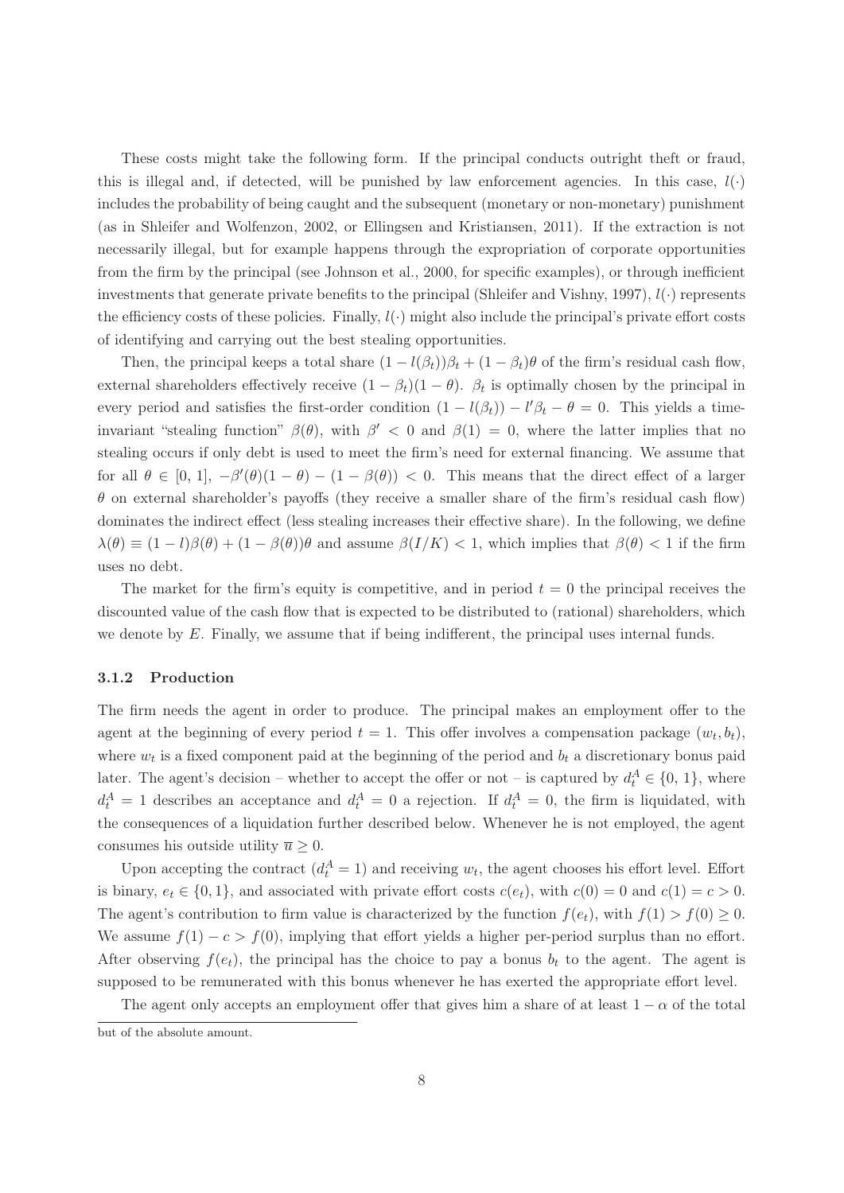These costs might take the following form. If the principal conducts outright theft or fraud, this is illegal and, if detected, will be punished by law enforcement agencies. In this case, $l(\cdot)$ includes the probability of being caught and the subsequent (monetary or non-monetary) punishment (as in Shleifer and Wolfenzon, 2002, or Ellingsen and Kristiansen, 2011). If the extraction is not necessarily illegal, but for example happens through the expropriation of corporate opportunities from the firm by the principal (see Johnson et al., 2000, for specific examples), or through inefficient investments that generate private benefits to the principal (Shleifer and Vishny, 1997), $l(\cdot)$ represents the efficiency costs of these policies. Finally, $l(\cdot)$ might also include the principal's private effort costs of identifying and carrying out the best stealing opportunities.

Then, the principal keeps a total share $(1 - l(\beta_t))\beta_t + (1 - \beta_t)\theta$ of the firm's residual cash flow, external shareholders effectively receive $(1 - \beta_t)(1 - \theta)$. $\beta_t$ is optimally chosen by the principal in every period and satisfies the first-order condition $(1 - l(\beta_t)) - l'\beta_t - \theta = 0$. This yields a time-invariant "stealing function" $\beta(\theta)$, with $\beta' < 0$ and $\beta(1) = 0$, where the latter implies that no stealing occurs if only debt is used to meet the firm's need for external financing. We assume that for all $\theta \in [0, 1]$, $-\beta'(\theta)(1 - \theta) - (1 - \beta(\theta)) < 0$. This means that the direct effect of a larger $\theta$ on external shareholder's payoffs (they receive a smaller share of the firm's residual cash flow) dominates the indirect effect (less stealing increases their effective share). In the following, we define $\lambda(\theta) \equiv (1 - l)\beta(\theta) + (1 - \beta(\theta))\theta$ and assume $\beta(I/K) < 1$, which implies that $\beta(\theta) < 1$ if the firm uses no debt.

The market for the firm's equity is competitive, and in period $t = 0$ the principal receives the discounted value of the cash flow that is expected to be distributed to (rational) shareholders, which we denote by $E$. Finally, we assume that if being indifferent, the principal uses internal funds.

### 3.1.2 Production

The firm needs the agent in order to produce. The principal makes an employment offer to the agent at the beginning of every period $t = 1$. This offer involves a compensation package $(w_t, b_t)$, where $w_t$ is a fixed component paid at the beginning of the period and $b_t$ a discretionary bonus paid later. The agent's decision – whether to accept the offer or not – is captured by $d_t^A \in \{0, 1\}$, where $d_t^A = 1$ describes an acceptance and $d_t^A = 0$ a rejection. If $d_t^A = 0$, the firm is liquidated, with the consequences of a liquidation further described below. Whenever he is not employed, the agent consumes his outside utility $\overline{u} \geq 0$.

Upon accepting the contract ($d_t^A = 1$) and receiving $w_t$, the agent chooses his effort level. Effort is binary, $e_t \in \{0, 1\}$, and associated with private effort costs $c(e_t)$, with $c(0) = 0$ and $c(1) = c > 0$. The agent's contribution to firm value is characterized by the function $f(e_t)$, with $f(1) > f(0) \geq 0$. We assume $f(1) - c > f(0)$, implying that effort yields a higher per-period surplus than no effort. After observing $f(e_t)$, the principal has the choice to pay a bonus $b_t$ to the agent. The agent is supposed to be remunerated with this bonus whenever he has exerted the appropriate effort level.

The agent only accepts an employment offer that gives him a share of at least $1 - \alpha$ of the total

but of the absolute amount.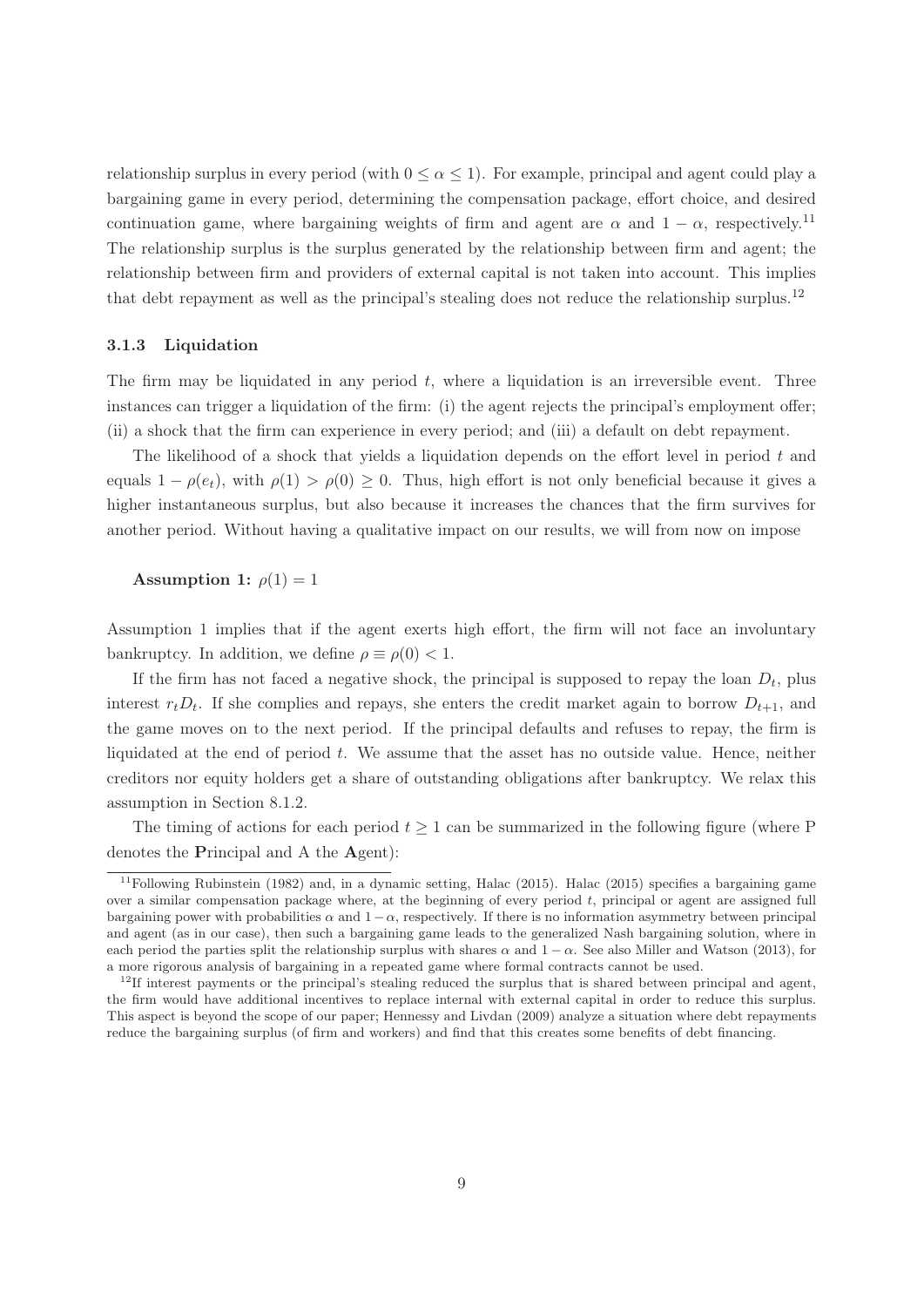relationship surplus in every period (with $0 \leq \alpha \leq 1$). For example, principal and agent could play a bargaining game in every period, determining the compensation package, effort choice, and desired continuation game, where bargaining weights of firm and agent are $\alpha$ and $1 - \alpha$, respectively.[11] The relationship surplus is the surplus generated by the relationship between firm and agent; the relationship between firm and providers of external capital is not taken into account. This implies that debt repayment as well as the principal's stealing does not reduce the relationship surplus.[12]

### 3.1.3 Liquidation

The firm may be liquidated in any period $t$, where a liquidation is an irreversible event. Three instances can trigger a liquidation of the firm: (i) the agent rejects the principal's employment offer; (ii) a shock that the firm can experience in every period; and (iii) a default on debt repayment.

The likelihood of a shock that yields a liquidation depends on the effort level in period $t$ and equals $1 - \rho(e_t)$, with $\rho(1) > \rho(0) \geq 0$. Thus, high effort is not only beneficial because it gives a higher instantaneous surplus, but also because it increases the chances that the firm survives for another period. Without having a qualitative impact on our results, we will from now on impose

**Assumption 1:** $\rho(1) = 1$

Assumption 1 implies that if the agent exerts high effort, the firm will not face an involuntary bankruptcy. In addition, we define $\rho \equiv \rho(0) < 1$.

If the firm has not faced a negative shock, the principal is supposed to repay the loan $D_t$, plus interest $r_t D_t$. If she complies and repays, she enters the credit market again to borrow $D_{t+1}$, and the game moves on to the next period. If the principal defaults and refuses to repay, the firm is liquidated at the end of period $t$. We assume that the asset has no outside value. Hence, neither creditors nor equity holders get a share of outstanding obligations after bankruptcy. We relax this assumption in Section 8.1.2.

The timing of actions for each period $t \geq 1$ can be summarized in the following figure (where P denotes the **P**rincipal and A the **A**gent):

[11] Following Rubinstein (1982) and, in a dynamic setting, Halac (2015). Halac (2015) specifies a bargaining game over a similar compensation package where, at the beginning of every period $t$, principal or agent are assigned full bargaining power with probabilities $\alpha$ and $1 - \alpha$, respectively. If there is no information asymmetry between principal and agent (as in our case), then such a bargaining game leads to the generalized Nash bargaining solution, where in each period the parties split the relationship surplus with shares $\alpha$ and $1 - \alpha$. See also Miller and Watson (2013), for a more rigorous analysis of bargaining in a repeated game where formal contracts cannot be used.

[12] If interest payments or the principal's stealing reduced the surplus that is shared between principal and agent, the firm would have additional incentives to replace internal with external capital in order to reduce this surplus. This aspect is beyond the scope of our paper; Hennessy and Livdan (2009) analyze a situation where debt repayments reduce the bargaining surplus (of firm and workers) and find that this creates some benefits of debt financing.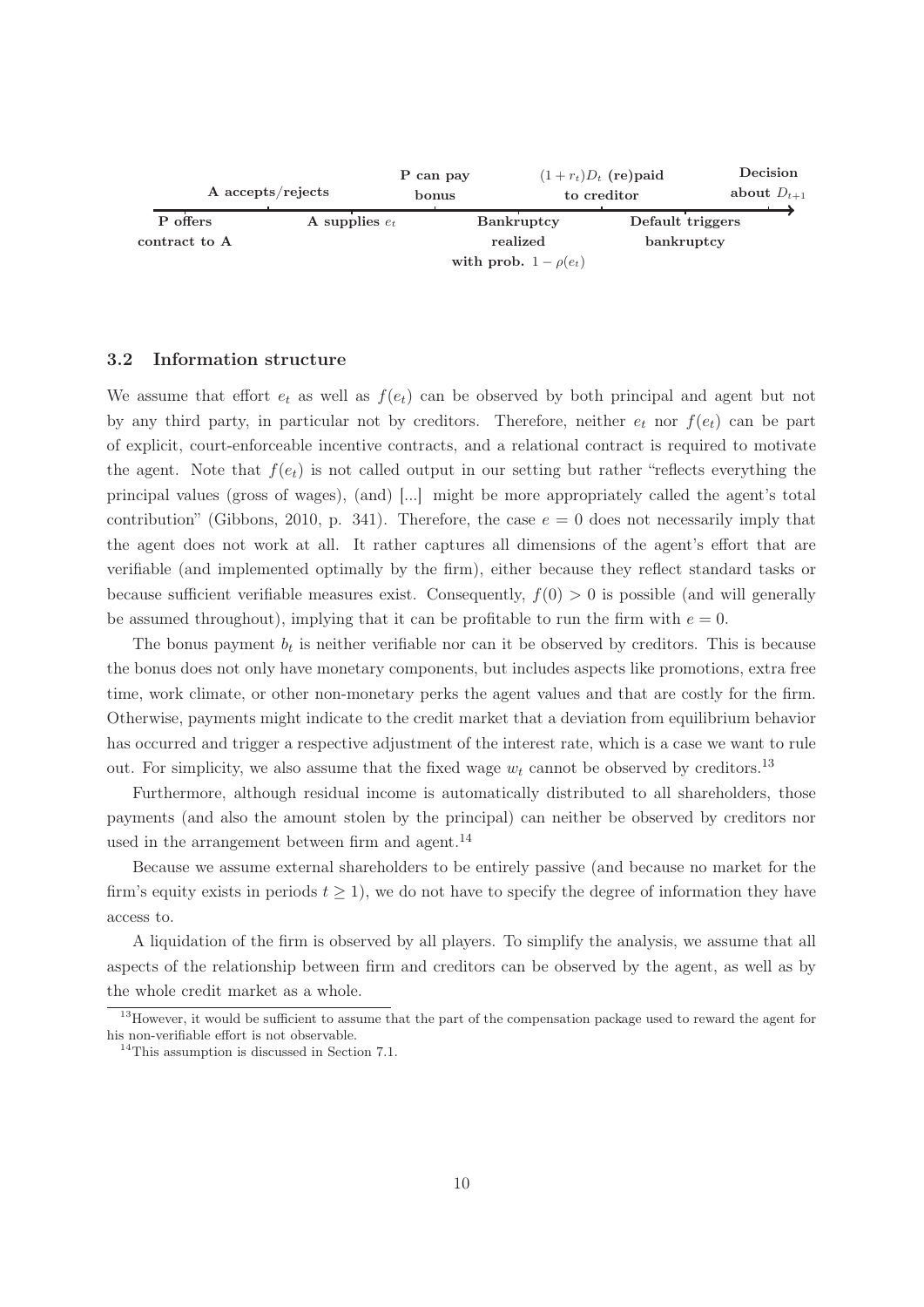A accepts/rejects — P can pay bonus — $(1+r_t)D_t$ (re)paid to creditor — Decision about $D_{t+1}$

P offers contract to A — A supplies $e_t$ — Bankruptcy realized with prob. $1-\rho(e_t)$ — Default triggers bankruptcy

### 3.2 Information structure

We assume that effort $e_t$ as well as $f(e_t)$ can be observed by both principal and agent but not by any third party, in particular not by creditors. Therefore, neither $e_t$ nor $f(e_t)$ can be part of explicit, court-enforceable incentive contracts, and a relational contract is required to motivate the agent. Note that $f(e_t)$ is not called output in our setting but rather "reflects everything the principal values (gross of wages), (and) [...] might be more appropriately called the agent's total contribution" (Gibbons, 2010, p. 341). Therefore, the case $e = 0$ does not necessarily imply that the agent does not work at all. It rather captures all dimensions of the agent's effort that are verifiable (and implemented optimally by the firm), either because they reflect standard tasks or because sufficient verifiable measures exist. Consequently, $f(0) > 0$ is possible (and will generally be assumed throughout), implying that it can be profitable to run the firm with $e = 0$.

The bonus payment $b_t$ is neither verifiable nor can it be observed by creditors. This is because the bonus does not only have monetary components, but includes aspects like promotions, extra free time, work climate, or other non-monetary perks the agent values and that are costly for the firm. Otherwise, payments might indicate to the credit market that a deviation from equilibrium behavior has occurred and trigger a respective adjustment of the interest rate, which is a case we want to rule out. For simplicity, we also assume that the fixed wage $w_t$ cannot be observed by creditors.[13]

Furthermore, although residual income is automatically distributed to all shareholders, those payments (and also the amount stolen by the principal) can neither be observed by creditors nor used in the arrangement between firm and agent.[14]

Because we assume external shareholders to be entirely passive (and because no market for the firm's equity exists in periods $t \geq 1$), we do not have to specify the degree of information they have access to.

A liquidation of the firm is observed by all players. To simplify the analysis, we assume that all aspects of the relationship between firm and creditors can be observed by the agent, as well as by the whole credit market as a whole.

[13] However, it would be sufficient to assume that the part of the compensation package used to reward the agent for his non-verifiable effort is not observable.

[14] This assumption is discussed in Section 7.1.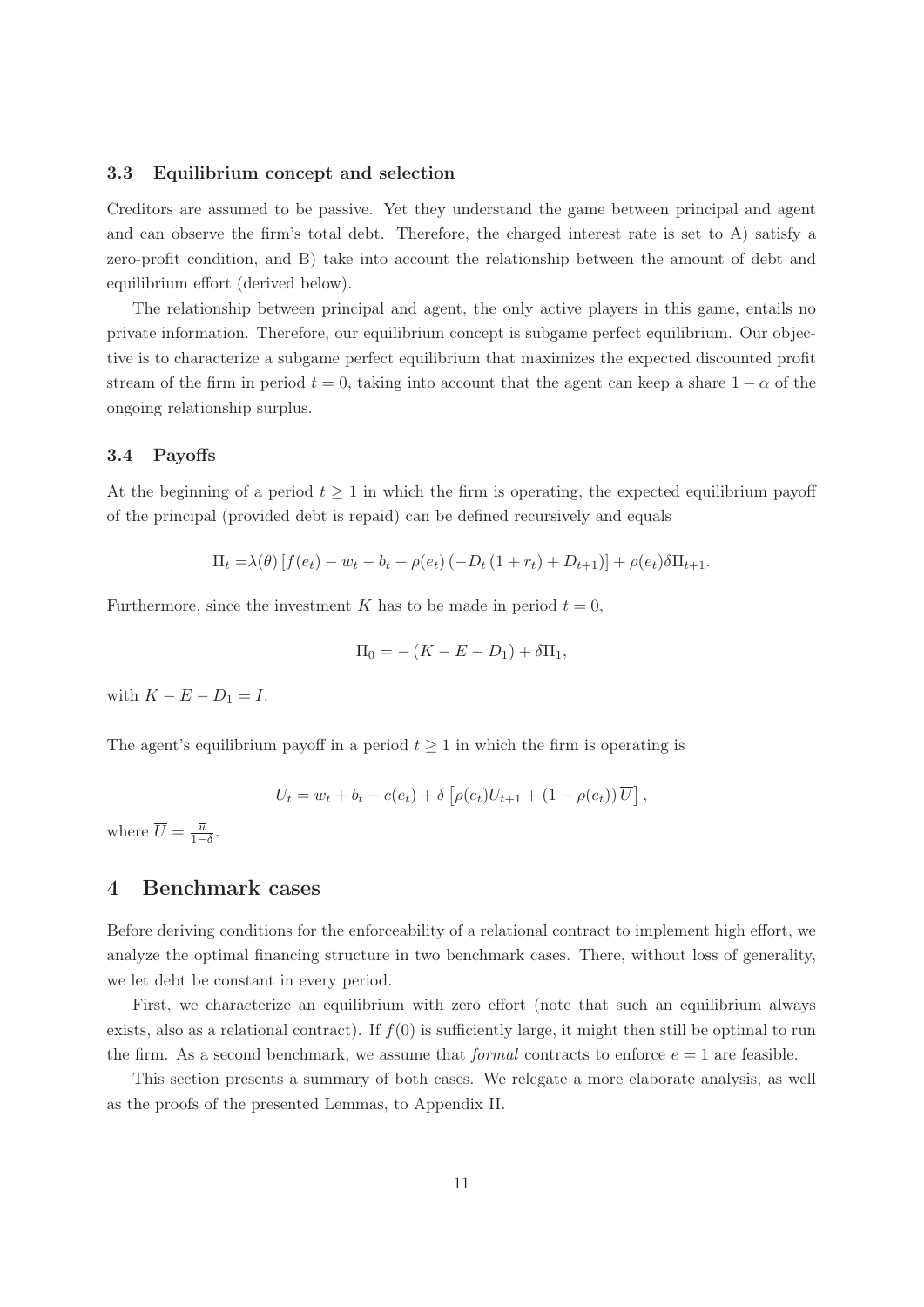### 3.3 Equilibrium concept and selection

Creditors are assumed to be passive. Yet they understand the game between principal and agent and can observe the firm's total debt. Therefore, the charged interest rate is set to A) satisfy a zero-profit condition, and B) take into account the relationship between the amount of debt and equilibrium effort (derived below).

The relationship between principal and agent, the only active players in this game, entails no private information. Therefore, our equilibrium concept is subgame perfect equilibrium. Our objective is to characterize a subgame perfect equilibrium that maximizes the expected discounted profit stream of the firm in period $t = 0$, taking into account that the agent can keep a share $1 - \alpha$ of the ongoing relationship surplus.

### 3.4 Payoffs

At the beginning of a period $t \geq 1$ in which the firm is operating, the expected equilibrium payoff of the principal (provided debt is repaid) can be defined recursively and equals

$$\Pi_t = \lambda(\theta) \left[ f(e_t) - w_t - b_t + \rho(e_t) \left( -D_t \left(1 + r_t\right) + D_{t+1} \right) \right] + \rho(e_t) \delta \Pi_{t+1}.$$

Furthermore, since the investment $K$ has to be made in period $t = 0$,

$$\Pi_0 = -\left(K - E - D_1\right) + \delta \Pi_1,$$

with $K - E - D_1 = I$.

The agent's equilibrium payoff in a period $t \geq 1$ in which the firm is operating is

$$U_t = w_t + b_t - c(e_t) + \delta \left[ \rho(e_t) U_{t+1} + \left(1 - \rho(e_t)\right) \overline{U} \right],$$

where $\overline{U} = \frac{\overline{u}}{1-\delta}$.

## 4 Benchmark cases

Before deriving conditions for the enforceability of a relational contract to implement high effort, we analyze the optimal financing structure in two benchmark cases. There, without loss of generality, we let debt be constant in every period.

First, we characterize an equilibrium with zero effort (note that such an equilibrium always exists, also as a relational contract). If $f(0)$ is sufficiently large, it might then still be optimal to run the firm. As a second benchmark, we assume that *formal* contracts to enforce $e = 1$ are feasible.

This section presents a summary of both cases. We relegate a more elaborate analysis, as well as the proofs of the presented Lemmas, to Appendix II.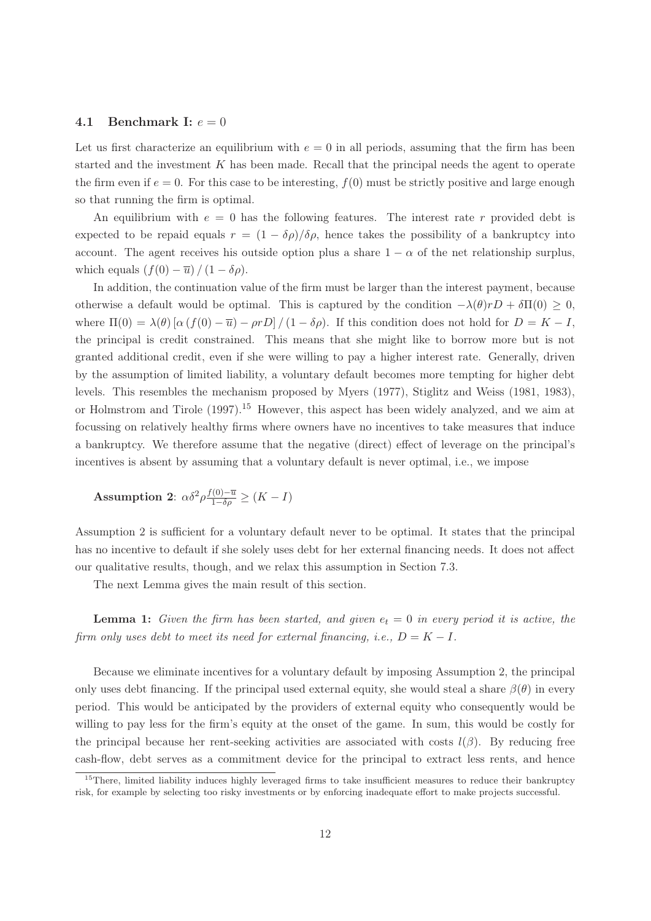### 4.1 Benchmark I: $e = 0$

Let us first characterize an equilibrium with $e = 0$ in all periods, assuming that the firm has been started and the investment $K$ has been made. Recall that the principal needs the agent to operate the firm even if $e = 0$. For this case to be interesting, $f(0)$ must be strictly positive and large enough so that running the firm is optimal.

An equilibrium with $e = 0$ has the following features. The interest rate $r$ provided debt is expected to be repaid equals $r = (1 - \delta\rho)/\delta\rho$, hence takes the possibility of a bankruptcy into account. The agent receives his outside option plus a share $1 - \alpha$ of the net relationship surplus, which equals $(f(0) - \overline{u}) / (1 - \delta\rho)$.

In addition, the continuation value of the firm must be larger than the interest payment, because otherwise a default would be optimal. This is captured by the condition $-\lambda(\theta)rD + \delta\Pi(0) \geq 0$, where $\Pi(0) = \lambda(\theta) [\alpha (f(0) - \overline{u}) - \rho rD] / (1 - \delta\rho)$. If this condition does not hold for $D = K - I$, the principal is credit constrained. This means that she might like to borrow more but is not granted additional credit, even if she were willing to pay a higher interest rate. Generally, driven by the assumption of limited liability, a voluntary default becomes more tempting for higher debt levels. This resembles the mechanism proposed by Myers (1977), Stiglitz and Weiss (1981, 1983), or Holmstrom and Tirole (1997).[15] However, this aspect has been widely analyzed, and we aim at focussing on relatively healthy firms where owners have no incentives to take measures that induce a bankruptcy. We therefore assume that the negative (direct) effect of leverage on the principal's incentives is absent by assuming that a voluntary default is never optimal, i.e., we impose

**Assumption 2**: $\alpha\delta^2\rho\frac{f(0)-\overline{u}}{1-\delta\rho} \geq (K - I)$

Assumption 2 is sufficient for a voluntary default never to be optimal. It states that the principal has no incentive to default if she solely uses debt for her external financing needs. It does not affect our qualitative results, though, and we relax this assumption in Section 7.3.

The next Lemma gives the main result of this section.

**Lemma 1:** *Given the firm has been started, and given $e_t = 0$ in every period it is active, the firm only uses debt to meet its need for external financing, i.e., $D = K - I$.*

Because we eliminate incentives for a voluntary default by imposing Assumption 2, the principal only uses debt financing. If the principal used external equity, she would steal a share $\beta(\theta)$ in every period. This would be anticipated by the providers of external equity who consequently would be willing to pay less for the firm's equity at the onset of the game. In sum, this would be costly for the principal because her rent-seeking activities are associated with costs $l(\beta)$. By reducing free cash-flow, debt serves as a commitment device for the principal to extract less rents, and hence

[15] There, limited liability induces highly leveraged firms to take insufficient measures to reduce their bankruptcy risk, for example by selecting too risky investments or by enforcing inadequate effort to make projects successful.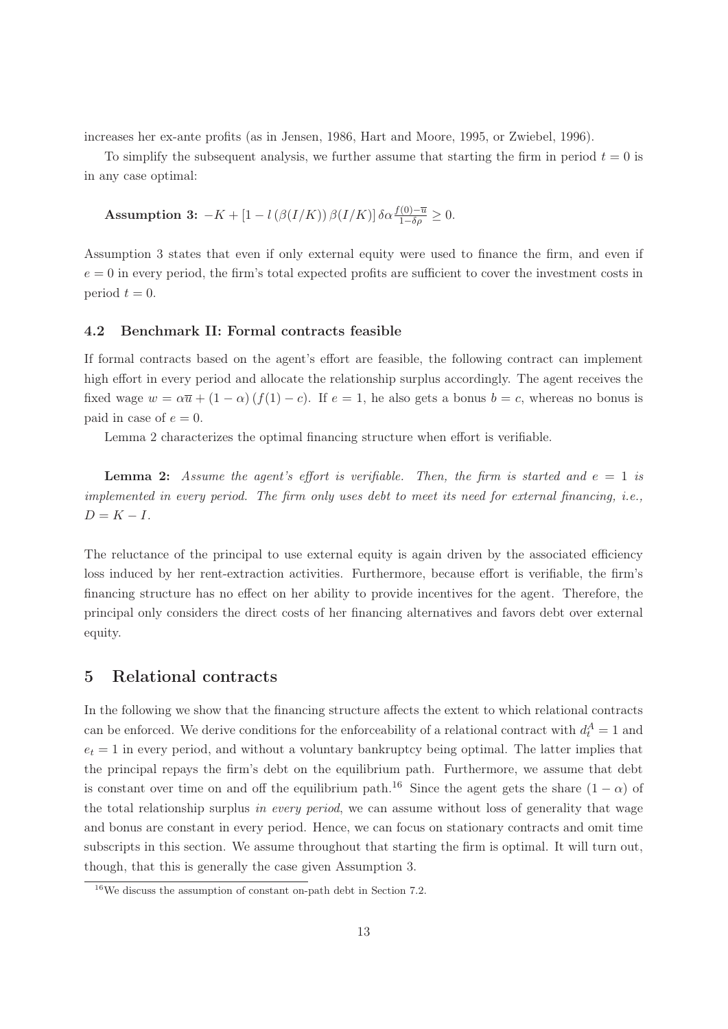increases her ex-ante profits (as in Jensen, 1986, Hart and Moore, 1995, or Zwiebel, 1996).

To simplify the subsequent analysis, we further assume that starting the firm in period $t = 0$ is in any case optimal:

**Assumption 3:** $-K + [1 - l(\beta(I/K))\beta(I/K)]\,\delta\alpha\frac{f(0)-\overline{u}}{1-\delta\rho} \geq 0.$

Assumption 3 states that even if only external equity were used to finance the firm, and even if $e = 0$ in every period, the firm's total expected profits are sufficient to cover the investment costs in period $t = 0$.

### 4.2 Benchmark II: Formal contracts feasible

If formal contracts based on the agent's effort are feasible, the following contract can implement high effort in every period and allocate the relationship surplus accordingly. The agent receives the fixed wage $w = \alpha\overline{u} + (1-\alpha)(f(1) - c)$. If $e = 1$, he also gets a bonus $b = c$, whereas no bonus is paid in case of $e = 0$.

Lemma 2 characterizes the optimal financing structure when effort is verifiable.

**Lemma 2:** *Assume the agent's effort is verifiable. Then, the firm is started and $e = 1$ is implemented in every period. The firm only uses debt to meet its need for external financing, i.e., $D = K - I$.*

The reluctance of the principal to use external equity is again driven by the associated efficiency loss induced by her rent-extraction activities. Furthermore, because effort is verifiable, the firm's financing structure has no effect on her ability to provide incentives for the agent. Therefore, the principal only considers the direct costs of her financing alternatives and favors debt over external equity.

## 5 Relational contracts

In the following we show that the financing structure affects the extent to which relational contracts can be enforced. We derive conditions for the enforceability of a relational contract with $d_t^A = 1$ and $e_t = 1$ in every period, and without a voluntary bankruptcy being optimal. The latter implies that the principal repays the firm's debt on the equilibrium path. Furthermore, we assume that debt is constant over time on and off the equilibrium path.[16] Since the agent gets the share $(1-\alpha)$ of the total relationship surplus *in every period*, we can assume without loss of generality that wage and bonus are constant in every period. Hence, we can focus on stationary contracts and omit time subscripts in this section. We assume throughout that starting the firm is optimal. It will turn out, though, that this is generally the case given Assumption 3.

[16] We discuss the assumption of constant on-path debt in Section 7.2.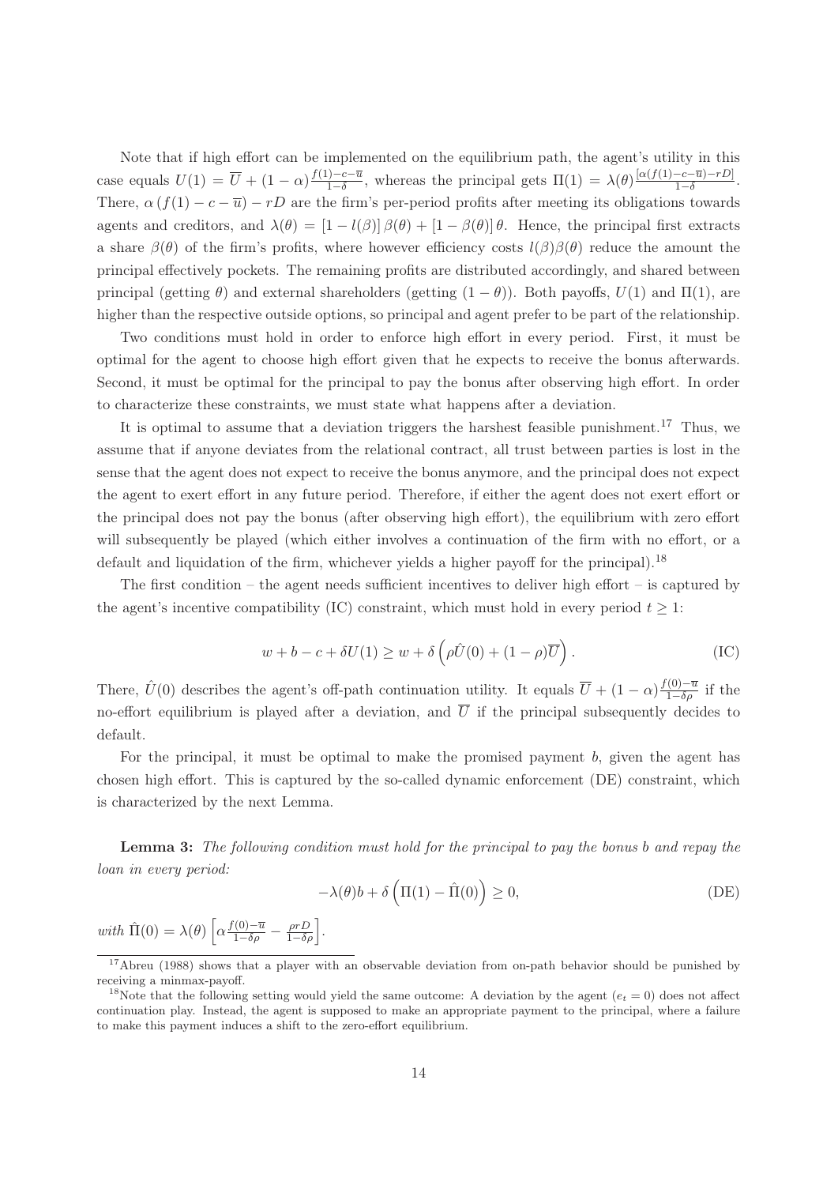Note that if high effort can be implemented on the equilibrium path, the agent's utility in this case equals $U(1) = \overline{U} + (1-\alpha)\frac{f(1)-c-\overline{u}}{1-\delta}$, whereas the principal gets $\Pi(1) = \lambda(\theta)\frac{[\alpha(f(1)-c-\overline{u})-rD]}{1-\delta}$. There, $\alpha(f(1)-c-\overline{u}) - rD$ are the firm's per-period profits after meeting its obligations towards agents and creditors, and $\lambda(\theta) = [1-l(\beta)]\beta(\theta) + [1-\beta(\theta)]\theta$. Hence, the principal first extracts a share $\beta(\theta)$ of the firm's profits, where however efficiency costs $l(\beta)\beta(\theta)$ reduce the amount the principal effectively pockets. The remaining profits are distributed accordingly, and shared between principal (getting $\theta$) and external shareholders (getting $(1-\theta)$). Both payoffs, $U(1)$ and $\Pi(1)$, are higher than the respective outside options, so principal and agent prefer to be part of the relationship.

Two conditions must hold in order to enforce high effort in every period. First, it must be optimal for the agent to choose high effort given that he expects to receive the bonus afterwards. Second, it must be optimal for the principal to pay the bonus after observing high effort. In order to characterize these constraints, we must state what happens after a deviation.

It is optimal to assume that a deviation triggers the harshest feasible punishment.[17] Thus, we assume that if anyone deviates from the relational contract, all trust between parties is lost in the sense that the agent does not expect to receive the bonus anymore, and the principal does not expect the agent to exert effort in any future period. Therefore, if either the agent does not exert effort or the principal does not pay the bonus (after observing high effort), the equilibrium with zero effort will subsequently be played (which either involves a continuation of the firm with no effort, or a default and liquidation of the firm, whichever yields a higher payoff for the principal).[18]

The first condition – the agent needs sufficient incentives to deliver high effort – is captured by the agent's incentive compatibility (IC) constraint, which must hold in every period $t \geq 1$:

$$w + b - c + \delta U(1) \geq w + \delta\left(\rho\hat{U}(0) + (1-\rho)\overline{U}\right). \tag{IC}$$

There, $\hat{U}(0)$ describes the agent's off-path continuation utility. It equals $\overline{U} + (1-\alpha)\frac{f(0)-\overline{u}}{1-\delta\rho}$ if the no-effort equilibrium is played after a deviation, and $\overline{U}$ if the principal subsequently decides to default.

For the principal, it must be optimal to make the promised payment $b$, given the agent has chosen high effort. This is captured by the so-called dynamic enforcement (DE) constraint, which is characterized by the next Lemma.

**Lemma 3:** *The following condition must hold for the principal to pay the bonus $b$ and repay the loan in every period:*

$$-\lambda(\theta)b + \delta\left(\Pi(1) - \hat{\Pi}(0)\right) \geq 0, \tag{DE}$$

*with* $\hat{\Pi}(0) = \lambda(\theta)\left[\alpha\frac{f(0)-\overline{u}}{1-\delta\rho} - \frac{\rho rD}{1-\delta\rho}\right]$.

---

[17] Abreu (1988) shows that a player with an observable deviation from on-path behavior should be punished by receiving a minmax-payoff.

[18] Note that the following setting would yield the same outcome: A deviation by the agent ($e_t = 0$) does not affect continuation play. Instead, the agent is supposed to make an appropriate payment to the principal, where a failure to make this payment induces a shift to the zero-effort equilibrium.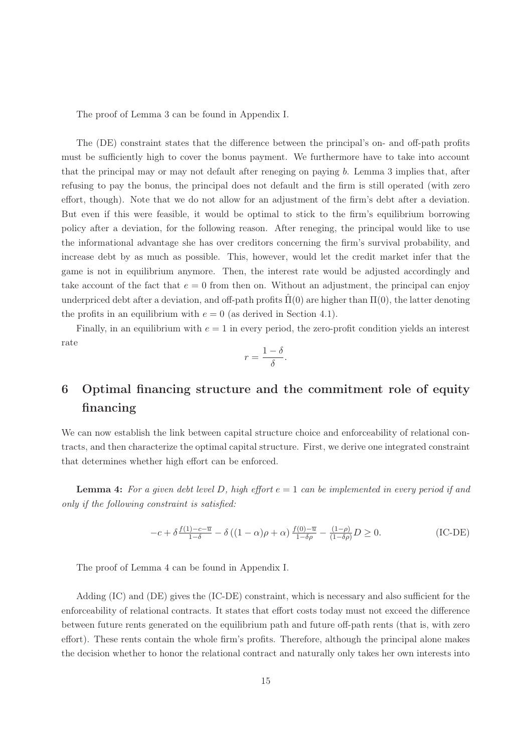The proof of Lemma 3 can be found in Appendix I.

The (DE) constraint states that the difference between the principal's on- and off-path profits must be sufficiently high to cover the bonus payment. We furthermore have to take into account that the principal may or may not default after reneging on paying $b$. Lemma 3 implies that, after refusing to pay the bonus, the principal does not default and the firm is still operated (with zero effort, though). Note that we do not allow for an adjustment of the firm's debt after a deviation. But even if this were feasible, it would be optimal to stick to the firm's equilibrium borrowing policy after a deviation, for the following reason. After reneging, the principal would like to use the informational advantage she has over creditors concerning the firm's survival probability, and increase debt by as much as possible. This, however, would let the credit market infer that the game is not in equilibrium anymore. Then, the interest rate would be adjusted accordingly and take account of the fact that $e = 0$ from then on. Without an adjustment, the principal can enjoy underpriced debt after a deviation, and off-path profits $\hat{\Pi}(0)$ are higher than $\Pi(0)$, the latter denoting the profits in an equilibrium with $e = 0$ (as derived in Section 4.1).

Finally, in an equilibrium with $e = 1$ in every period, the zero-profit condition yields an interest rate

$$r = \frac{1-\delta}{\delta}.$$

# 6 Optimal financing structure and the commitment role of equity financing

We can now establish the link between capital structure choice and enforceability of relational contracts, and then characterize the optimal capital structure. First, we derive one integrated constraint that determines whether high effort can be enforced.

**Lemma 4:** *For a given debt level $D$, high effort $e = 1$ can be implemented in every period if and only if the following constraint is satisfied:*

$$-c + \delta \tfrac{f(1)-c-\overline{u}}{1-\delta} - \delta\left((1-\alpha)\rho + \alpha\right)\tfrac{f(0)-\overline{u}}{1-\delta\rho} - \tfrac{(1-\rho)}{(1-\delta\rho)}D \geq 0. \tag{IC-DE}$$

The proof of Lemma 4 can be found in Appendix I.

Adding (IC) and (DE) gives the (IC-DE) constraint, which is necessary and also sufficient for the enforceability of relational contracts. It states that effort costs today must not exceed the difference between future rents generated on the equilibrium path and future off-path rents (that is, with zero effort). These rents contain the whole firm's profits. Therefore, although the principal alone makes the decision whether to honor the relational contract and naturally only takes her own interests into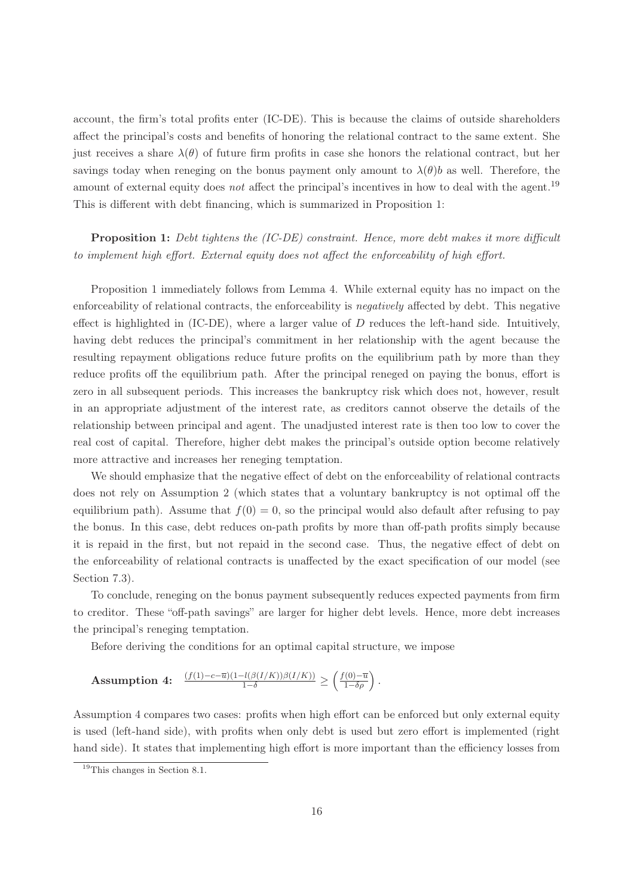account, the firm's total profits enter (IC-DE). This is because the claims of outside shareholders affect the principal's costs and benefits of honoring the relational contract to the same extent. She just receives a share $\lambda(\theta)$ of future firm profits in case she honors the relational contract, but her savings today when reneging on the bonus payment only amount to $\lambda(\theta)b$ as well. Therefore, the amount of external equity does *not* affect the principal's incentives in how to deal with the agent.[19] This is different with debt financing, which is summarized in Proposition 1:

**Proposition 1:** *Debt tightens the (IC-DE) constraint. Hence, more debt makes it more difficult to implement high effort. External equity does not affect the enforceability of high effort.*

Proposition 1 immediately follows from Lemma 4. While external equity has no impact on the enforceability of relational contracts, the enforceability is *negatively* affected by debt. This negative effect is highlighted in (IC-DE), where a larger value of $D$ reduces the left-hand side. Intuitively, having debt reduces the principal's commitment in her relationship with the agent because the resulting repayment obligations reduce future profits on the equilibrium path by more than they reduce profits off the equilibrium path. After the principal reneged on paying the bonus, effort is zero in all subsequent periods. This increases the bankruptcy risk which does not, however, result in an appropriate adjustment of the interest rate, as creditors cannot observe the details of the relationship between principal and agent. The unadjusted interest rate is then too low to cover the real cost of capital. Therefore, higher debt makes the principal's outside option become relatively more attractive and increases her reneging temptation.

We should emphasize that the negative effect of debt on the enforceability of relational contracts does not rely on Assumption 2 (which states that a voluntary bankruptcy is not optimal off the equilibrium path). Assume that $f(0) = 0$, so the principal would also default after refusing to pay the bonus. In this case, debt reduces on-path profits by more than off-path profits simply because it is repaid in the first, but not repaid in the second case. Thus, the negative effect of debt on the enforceability of relational contracts is unaffected by the exact specification of our model (see Section 7.3).

To conclude, reneging on the bonus payment subsequently reduces expected payments from firm to creditor. These "off-path savings" are larger for higher debt levels. Hence, more debt increases the principal's reneging temptation.

Before deriving the conditions for an optimal capital structure, we impose

**Assumption 4:** $\frac{(f(1)-c-\overline{u})(1-l(\beta(I/K))\beta(I/K))}{1-\delta} \geq \left(\frac{f(0)-\overline{u}}{1-\delta\rho}\right).$

Assumption 4 compares two cases: profits when high effort can be enforced but only external equity is used (left-hand side), with profits when only debt is used but zero effort is implemented (right hand side). It states that implementing high effort is more important than the efficiency losses from

[19] This changes in Section 8.1.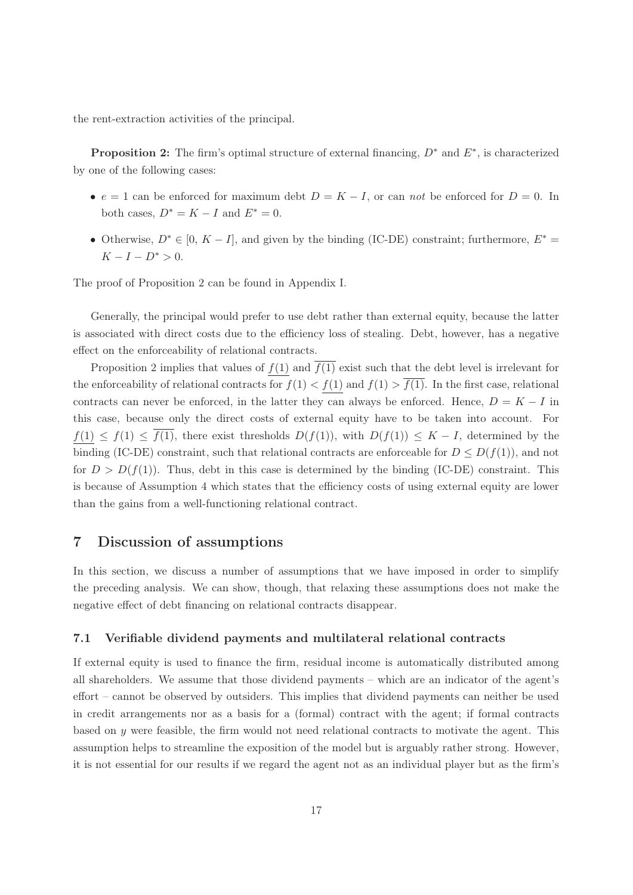the rent-extraction activities of the principal.

**Proposition 2:** The firm's optimal structure of external financing, $D^*$ and $E^*$, is characterized by one of the following cases:

- $e = 1$ can be enforced for maximum debt $D = K - I$, or can *not* be enforced for $D = 0$. In both cases, $D^* = K - I$ and $E^* = 0$.
- Otherwise, $D^* \in [0,\, K - I]$, and given by the binding (IC-DE) constraint; furthermore, $E^* = K - I - D^* > 0$.

The proof of Proposition 2 can be found in Appendix I.

Generally, the principal would prefer to use debt rather than external equity, because the latter is associated with direct costs due to the efficiency loss of stealing. Debt, however, has a negative effect on the enforceability of relational contracts.

Proposition 2 implies that values of $\underline{f(1)}$ and $\overline{f(1)}$ exist such that the debt level is irrelevant for the enforceability of relational contracts for $f(1) < \underline{f(1)}$ and $f(1) > \overline{f(1)}$. In the first case, relational contracts can never be enforced, in the latter they can always be enforced. Hence, $D = K - I$ in this case, because only the direct costs of external equity have to be taken into account. For $\underline{f(1)} \leq f(1) \leq \overline{f(1)}$, there exist thresholds $D(f(1))$, with $D(f(1)) \leq K - I$, determined by the binding (IC-DE) constraint, such that relational contracts are enforceable for $D \leq D(f(1))$, and not for $D > D(f(1))$. Thus, debt in this case is determined by the binding (IC-DE) constraint. This is because of Assumption 4 which states that the efficiency costs of using external equity are lower than the gains from a well-functioning relational contract.

## 7 Discussion of assumptions

In this section, we discuss a number of assumptions that we have imposed in order to simplify the preceding analysis. We can show, though, that relaxing these assumptions does not make the negative effect of debt financing on relational contracts disappear.

### 7.1 Verifiable dividend payments and multilateral relational contracts

If external equity is used to finance the firm, residual income is automatically distributed among all shareholders. We assume that those dividend payments – which are an indicator of the agent's effort – cannot be observed by outsiders. This implies that dividend payments can neither be used in credit arrangements nor as a basis for a (formal) contract with the agent; if formal contracts based on $y$ were feasible, the firm would not need relational contracts to motivate the agent. This assumption helps to streamline the exposition of the model but is arguably rather strong. However, it is not essential for our results if we regard the agent not as an individual player but as the firm's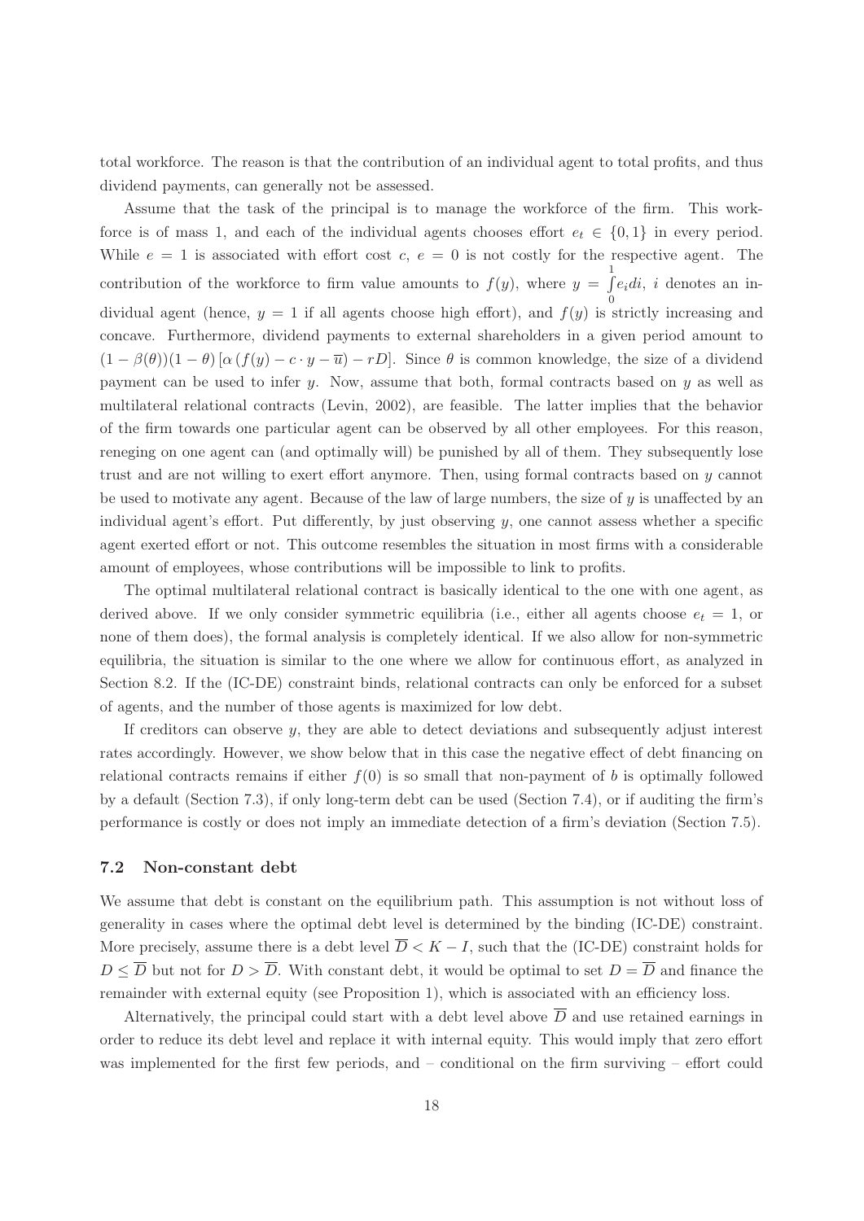total workforce. The reason is that the contribution of an individual agent to total profits, and thus dividend payments, can generally not be assessed.

Assume that the task of the principal is to manage the workforce of the firm. This workforce is of mass 1, and each of the individual agents chooses effort $e_t \in \{0, 1\}$ in every period. While $e = 1$ is associated with effort cost $c$, $e = 0$ is not costly for the respective agent. The contribution of the workforce to firm value amounts to $f(y)$, where $y = \int_0^1 e_i di$, $i$ denotes an individual agent (hence, $y = 1$ if all agents choose high effort), and $f(y)$ is strictly increasing and concave. Furthermore, dividend payments to external shareholders in a given period amount to $(1 - \beta(\theta))(1 - \theta) [\alpha (f(y) - c \cdot y - \overline{u}) - rD]$. Since $\theta$ is common knowledge, the size of a dividend payment can be used to infer $y$. Now, assume that both, formal contracts based on $y$ as well as multilateral relational contracts (Levin, 2002), are feasible. The latter implies that the behavior of the firm towards one particular agent can be observed by all other employees. For this reason, reneging on one agent can (and optimally will) be punished by all of them. They subsequently lose trust and are not willing to exert effort anymore. Then, using formal contracts based on $y$ cannot be used to motivate any agent. Because of the law of large numbers, the size of $y$ is unaffected by an individual agent's effort. Put differently, by just observing $y$, one cannot assess whether a specific agent exerted effort or not. This outcome resembles the situation in most firms with a considerable amount of employees, whose contributions will be impossible to link to profits.

The optimal multilateral relational contract is basically identical to the one with one agent, as derived above. If we only consider symmetric equilibria (i.e., either all agents choose $e_t = 1$, or none of them does), the formal analysis is completely identical. If we also allow for non-symmetric equilibria, the situation is similar to the one where we allow for continuous effort, as analyzed in Section 8.2. If the (IC-DE) constraint binds, relational contracts can only be enforced for a subset of agents, and the number of those agents is maximized for low debt.

If creditors can observe $y$, they are able to detect deviations and subsequently adjust interest rates accordingly. However, we show below that in this case the negative effect of debt financing on relational contracts remains if either $f(0)$ is so small that non-payment of $b$ is optimally followed by a default (Section 7.3), if only long-term debt can be used (Section 7.4), or if auditing the firm's performance is costly or does not imply an immediate detection of a firm's deviation (Section 7.5).

### 7.2 Non-constant debt

We assume that debt is constant on the equilibrium path. This assumption is not without loss of generality in cases where the optimal debt level is determined by the binding (IC-DE) constraint. More precisely, assume there is a debt level $\overline{D} < K - I$, such that the (IC-DE) constraint holds for $D \leq \overline{D}$ but not for $D > \overline{D}$. With constant debt, it would be optimal to set $D = \overline{D}$ and finance the remainder with external equity (see Proposition 1), which is associated with an efficiency loss.

Alternatively, the principal could start with a debt level above $\overline{D}$ and use retained earnings in order to reduce its debt level and replace it with internal equity. This would imply that zero effort was implemented for the first few periods, and – conditional on the firm surviving – effort could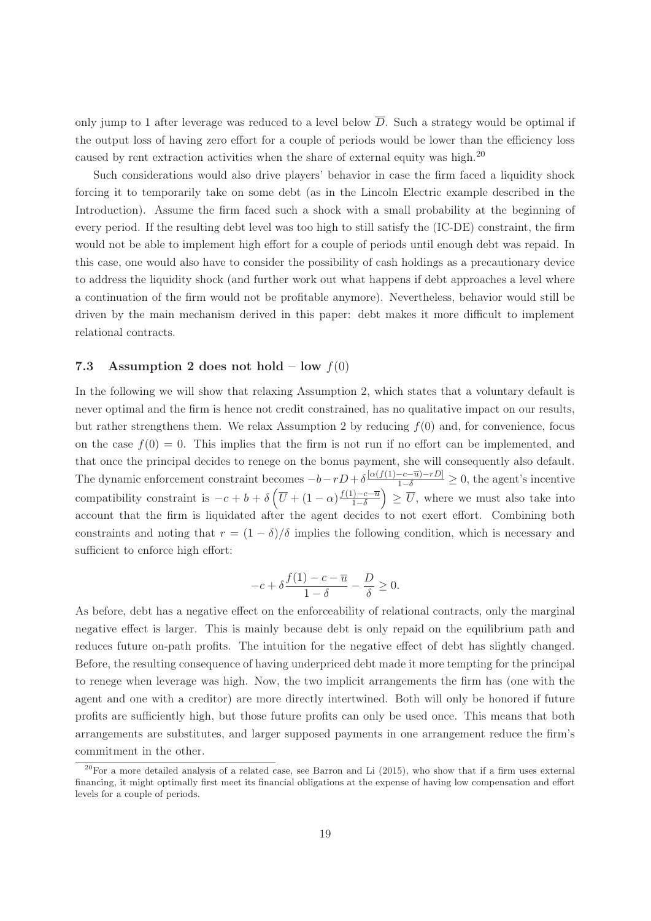only jump to 1 after leverage was reduced to a level below $\overline{D}$. Such a strategy would be optimal if the output loss of having zero effort for a couple of periods would be lower than the efficiency loss caused by rent extraction activities when the share of external equity was high.[20]

Such considerations would also drive players' behavior in case the firm faced a liquidity shock forcing it to temporarily take on some debt (as in the Lincoln Electric example described in the Introduction). Assume the firm faced such a shock with a small probability at the beginning of every period. If the resulting debt level was too high to still satisfy the (IC-DE) constraint, the firm would not be able to implement high effort for a couple of periods until enough debt was repaid. In this case, one would also have to consider the possibility of cash holdings as a precautionary device to address the liquidity shock (and further work out what happens if debt approaches a level where a continuation of the firm would not be profitable anymore). Nevertheless, behavior would still be driven by the main mechanism derived in this paper: debt makes it more difficult to implement relational contracts.

### 7.3 Assumption 2 does not hold – low $f(0)$

In the following we will show that relaxing Assumption 2, which states that a voluntary default is never optimal and the firm is hence not credit constrained, has no qualitative impact on our results, but rather strengthens them. We relax Assumption 2 by reducing $f(0)$ and, for convenience, focus on the case $f(0) = 0$. This implies that the firm is not run if no effort can be implemented, and that once the principal decides to renege on the bonus payment, she will consequently also default. The dynamic enforcement constraint becomes $-b - rD + \delta \frac{[\alpha(f(1)-c-\overline{u})-rD]}{1-\delta} \geq 0$, the agent's incentive compatibility constraint is $-c + b + \delta \left( \overline{U} + (1-\alpha)\frac{f(1)-c-\overline{u}}{1-\delta} \right) \geq \overline{U}$, where we must also take into account that the firm is liquidated after the agent decides to not exert effort. Combining both constraints and noting that $r = (1-\delta)/\delta$ implies the following condition, which is necessary and sufficient to enforce high effort:

$$-c + \delta \frac{f(1) - c - \overline{u}}{1-\delta} - \frac{D}{\delta} \geq 0.$$

As before, debt has a negative effect on the enforceability of relational contracts, only the marginal negative effect is larger. This is mainly because debt is only repaid on the equilibrium path and reduces future on-path profits. The intuition for the negative effect of debt has slightly changed. Before, the resulting consequence of having underpriced debt made it more tempting for the principal to renege when leverage was high. Now, the two implicit arrangements the firm has (one with the agent and one with a creditor) are more directly intertwined. Both will only be honored if future profits are sufficiently high, but those future profits can only be used once. This means that both arrangements are substitutes, and larger supposed payments in one arrangement reduce the firm's commitment in the other.

[20] For a more detailed analysis of a related case, see Barron and Li (2015), who show that if a firm uses external financing, it might optimally first meet its financial obligations at the expense of having low compensation and effort levels for a couple of periods.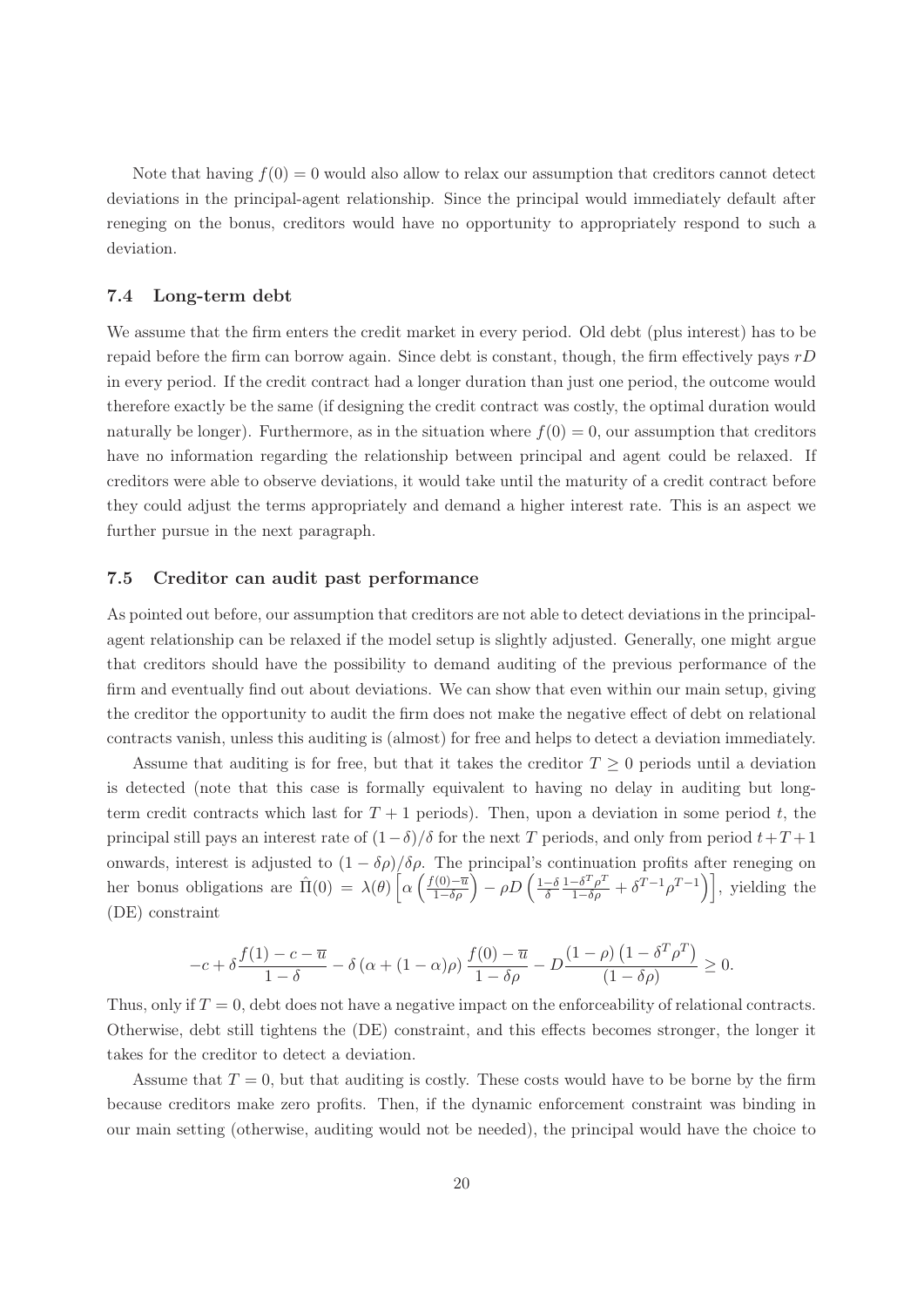Note that having $f(0) = 0$ would also allow to relax our assumption that creditors cannot detect deviations in the principal-agent relationship. Since the principal would immediately default after reneging on the bonus, creditors would have no opportunity to appropriately respond to such a deviation.

### 7.4 Long-term debt

We assume that the firm enters the credit market in every period. Old debt (plus interest) has to be repaid before the firm can borrow again. Since debt is constant, though, the firm effectively pays $rD$ in every period. If the credit contract had a longer duration than just one period, the outcome would therefore exactly be the same (if designing the credit contract was costly, the optimal duration would naturally be longer). Furthermore, as in the situation where $f(0) = 0$, our assumption that creditors have no information regarding the relationship between principal and agent could be relaxed. If creditors were able to observe deviations, it would take until the maturity of a credit contract before they could adjust the terms appropriately and demand a higher interest rate. This is an aspect we further pursue in the next paragraph.

### 7.5 Creditor can audit past performance

As pointed out before, our assumption that creditors are not able to detect deviations in the principal-agent relationship can be relaxed if the model setup is slightly adjusted. Generally, one might argue that creditors should have the possibility to demand auditing of the previous performance of the firm and eventually find out about deviations. We can show that even within our main setup, giving the creditor the opportunity to audit the firm does not make the negative effect of debt on relational contracts vanish, unless this auditing is (almost) for free and helps to detect a deviation immediately.

Assume that auditing is for free, but that it takes the creditor $T \geq 0$ periods until a deviation is detected (note that this case is formally equivalent to having no delay in auditing but long-term credit contracts which last for $T + 1$ periods). Then, upon a deviation in some period $t$, the principal still pays an interest rate of $(1-\delta)/\delta$ for the next $T$ periods, and only from period $t+T+1$ onwards, interest is adjusted to $(1 - \delta\rho)/\delta\rho$. The principal's continuation profits after reneging on her bonus obligations are $\hat{\Pi}(0) = \lambda(\theta)\left[\alpha\left(\frac{f(0)-\overline{u}}{1-\delta\rho}\right) - \rho D\left(\frac{1-\delta}{\delta}\frac{1-\delta^T\rho^T}{1-\delta\rho} + \delta^{T-1}\rho^{T-1}\right)\right]$, yielding the (DE) constraint

$$-c + \delta\frac{f(1) - c - \overline{u}}{1-\delta} - \delta\left(\alpha + (1-\alpha)\rho\right)\frac{f(0) - \overline{u}}{1-\delta\rho} - D\frac{(1-\rho)\left(1-\delta^T\rho^T\right)}{(1-\delta\rho)} \geq 0.$$

Thus, only if $T = 0$, debt does not have a negative impact on the enforceability of relational contracts. Otherwise, debt still tightens the (DE) constraint, and this effects becomes stronger, the longer it takes for the creditor to detect a deviation.

Assume that $T = 0$, but that auditing is costly. These costs would have to be borne by the firm because creditors make zero profits. Then, if the dynamic enforcement constraint was binding in our main setting (otherwise, auditing would not be needed), the principal would have the choice to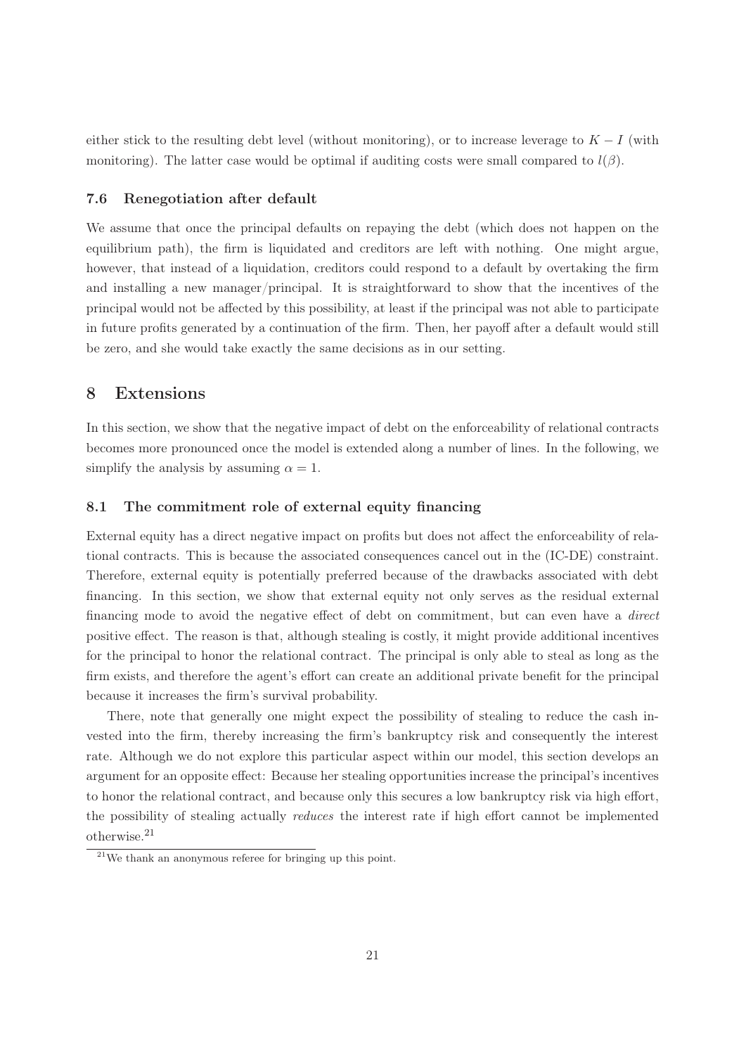either stick to the resulting debt level (without monitoring), or to increase leverage to $K - I$ (with monitoring). The latter case would be optimal if auditing costs were small compared to $l(\beta)$.

### 7.6 Renegotiation after default

We assume that once the principal defaults on repaying the debt (which does not happen on the equilibrium path), the firm is liquidated and creditors are left with nothing. One might argue, however, that instead of a liquidation, creditors could respond to a default by overtaking the firm and installing a new manager/principal. It is straightforward to show that the incentives of the principal would not be affected by this possibility, at least if the principal was not able to participate in future profits generated by a continuation of the firm. Then, her payoff after a default would still be zero, and she would take exactly the same decisions as in our setting.

## 8 Extensions

In this section, we show that the negative impact of debt on the enforceability of relational contracts becomes more pronounced once the model is extended along a number of lines. In the following, we simplify the analysis by assuming $\alpha = 1$.

### 8.1 The commitment role of external equity financing

External equity has a direct negative impact on profits but does not affect the enforceability of relational contracts. This is because the associated consequences cancel out in the (IC-DE) constraint. Therefore, external equity is potentially preferred because of the drawbacks associated with debt financing. In this section, we show that external equity not only serves as the residual external financing mode to avoid the negative effect of debt on commitment, but can even have a *direct* positive effect. The reason is that, although stealing is costly, it might provide additional incentives for the principal to honor the relational contract. The principal is only able to steal as long as the firm exists, and therefore the agent's effort can create an additional private benefit for the principal because it increases the firm's survival probability.

There, note that generally one might expect the possibility of stealing to reduce the cash invested into the firm, thereby increasing the firm's bankruptcy risk and consequently the interest rate. Although we do not explore this particular aspect within our model, this section develops an argument for an opposite effect: Because her stealing opportunities increase the principal's incentives to honor the relational contract, and because only this secures a low bankruptcy risk via high effort, the possibility of stealing actually *reduces* the interest rate if high effort cannot be implemented otherwise.[21]

[21] We thank an anonymous referee for bringing up this point.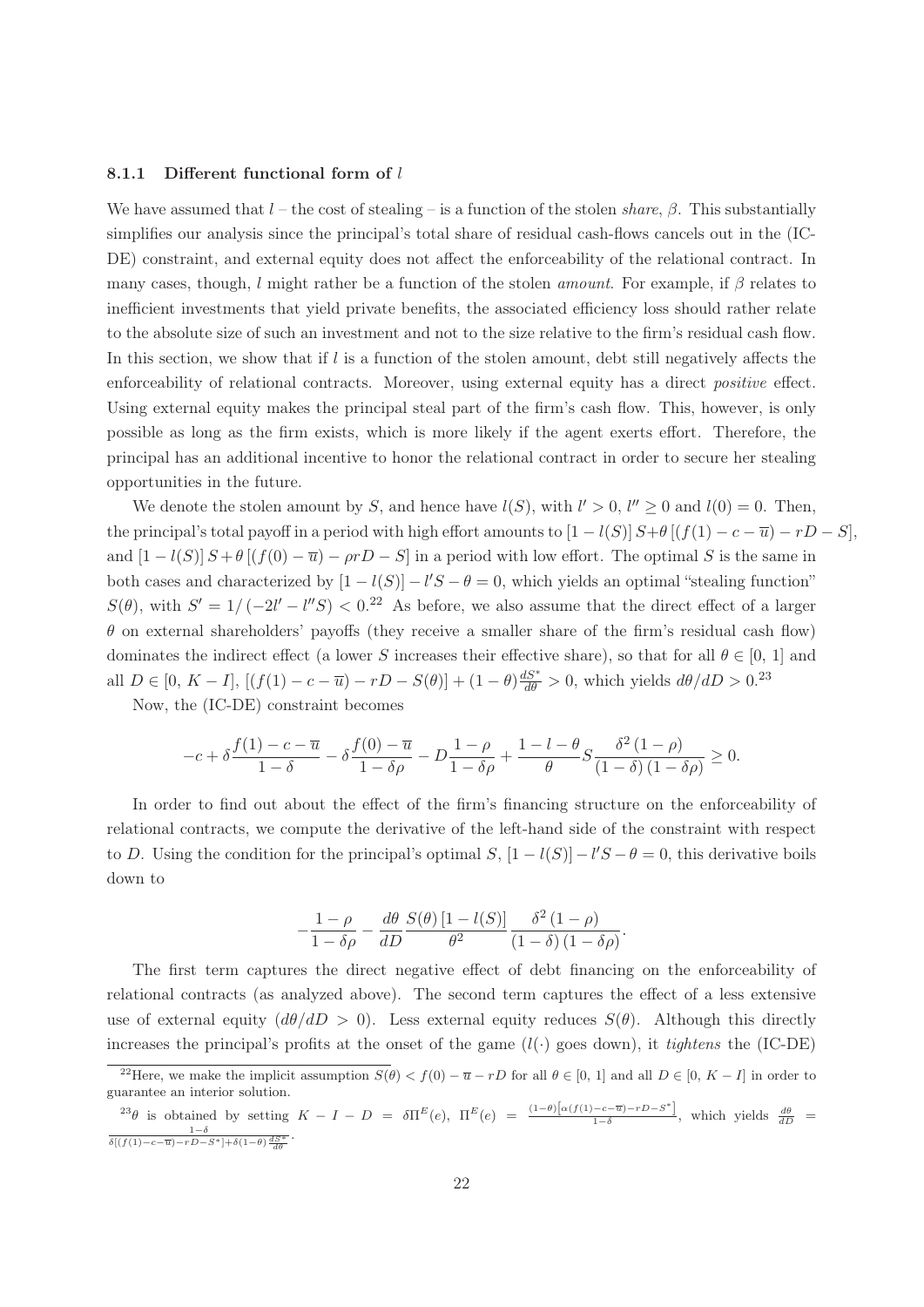### 8.1.1 Different functional form of $l$

We have assumed that $l$ – the cost of stealing – is a function of the stolen *share*, $\beta$. This substantially simplifies our analysis since the principal's total share of residual cash-flows cancels out in the (IC-DE) constraint, and external equity does not affect the enforceability of the relational contract. In many cases, though, $l$ might rather be a function of the stolen *amount*. For example, if $\beta$ relates to inefficient investments that yield private benefits, the associated efficiency loss should rather relate to the absolute size of such an investment and not to the size relative to the firm's residual cash flow. In this section, we show that if $l$ is a function of the stolen amount, debt still negatively affects the enforceability of relational contracts. Moreover, using external equity has a direct *positive* effect. Using external equity makes the principal steal part of the firm's cash flow. This, however, is only possible as long as the firm exists, which is more likely if the agent exerts effort. Therefore, the principal has an additional incentive to honor the relational contract in order to secure her stealing opportunities in the future.

We denote the stolen amount by $S$, and hence have $l(S)$, with $l' > 0$, $l'' \geq 0$ and $l(0) = 0$. Then, the principal's total payoff in a period with high effort amounts to $[1 - l(S)]\, S + \theta\, [(f(1) - c - \overline{u}) - rD - S]$, and $[1 - l(S)]\, S + \theta\, [(f(0) - \overline{u}) - \rho r D - S]$ in a period with low effort. The optimal $S$ is the same in both cases and characterized by $[1 - l(S)] - l'S - \theta = 0$, which yields an optimal "stealing function" $S(\theta)$, with $S' = 1/\left(-2l' - l''S\right) < 0$.[22] As before, we also assume that the direct effect of a larger $\theta$ on external shareholders' payoffs (they receive a smaller share of the firm's residual cash flow) dominates the indirect effect (a lower $S$ increases their effective share), so that for all $\theta \in [0,\, 1]$ and all $D \in [0,\, K - I]$, $[(f(1) - c - \overline{u}) - rD - S(\theta)] + (1 - \theta)\frac{dS^*}{d\theta} > 0$, which yields $d\theta/dD > 0$.[23]

Now, the (IC-DE) constraint becomes

$$-c + \delta \frac{f(1) - c - \overline{u}}{1 - \delta} - \delta \frac{f(0) - \overline{u}}{1 - \delta\rho} - D\frac{1 - \rho}{1 - \delta\rho} + \frac{1 - l - \theta}{\theta} S \frac{\delta^2 (1 - \rho)}{(1 - \delta)(1 - \delta\rho)} \geq 0.$$

In order to find out about the effect of the firm's financing structure on the enforceability of relational contracts, we compute the derivative of the left-hand side of the constraint with respect to $D$. Using the condition for the principal's optimal $S$, $[1 - l(S)] - l'S - \theta = 0$, this derivative boils down to

$$-\frac{1 - \rho}{1 - \delta\rho} - \frac{d\theta}{dD} \frac{S(\theta)\, [1 - l(S)]}{\theta^2} \frac{\delta^2 (1 - \rho)}{(1 - \delta)(1 - \delta\rho)}.$$

The first term captures the direct negative effect of debt financing on the enforceability of relational contracts (as analyzed above). The second term captures the effect of a less extensive use of external equity ($d\theta/dD > 0$). Less external equity reduces $S(\theta)$. Although this directly increases the principal's profits at the onset of the game ($l(\cdot)$ goes down), it *tightens* the (IC-DE)

---

[22] Here, we make the implicit assumption $S(\theta) < f(0) - \overline{u} - rD$ for all $\theta \in [0,\, 1]$ and all $D \in [0,\, K - I]$ in order to guarantee an interior solution.

[23] $\theta$ is obtained by setting $K - I - D = \delta \Pi^E(e)$, $\Pi^E(e) = \frac{(1-\theta)\left[\alpha(f(1) - c - \overline{u}) - rD - S^*\right]}{1 - \delta}$, which yields $\frac{d\theta}{dD} = \frac{1 - \delta}{\delta[(f(1) - c - \overline{u}) - rD - S^*] + \delta(1 - \theta)\frac{dS^*}{d\theta}}$.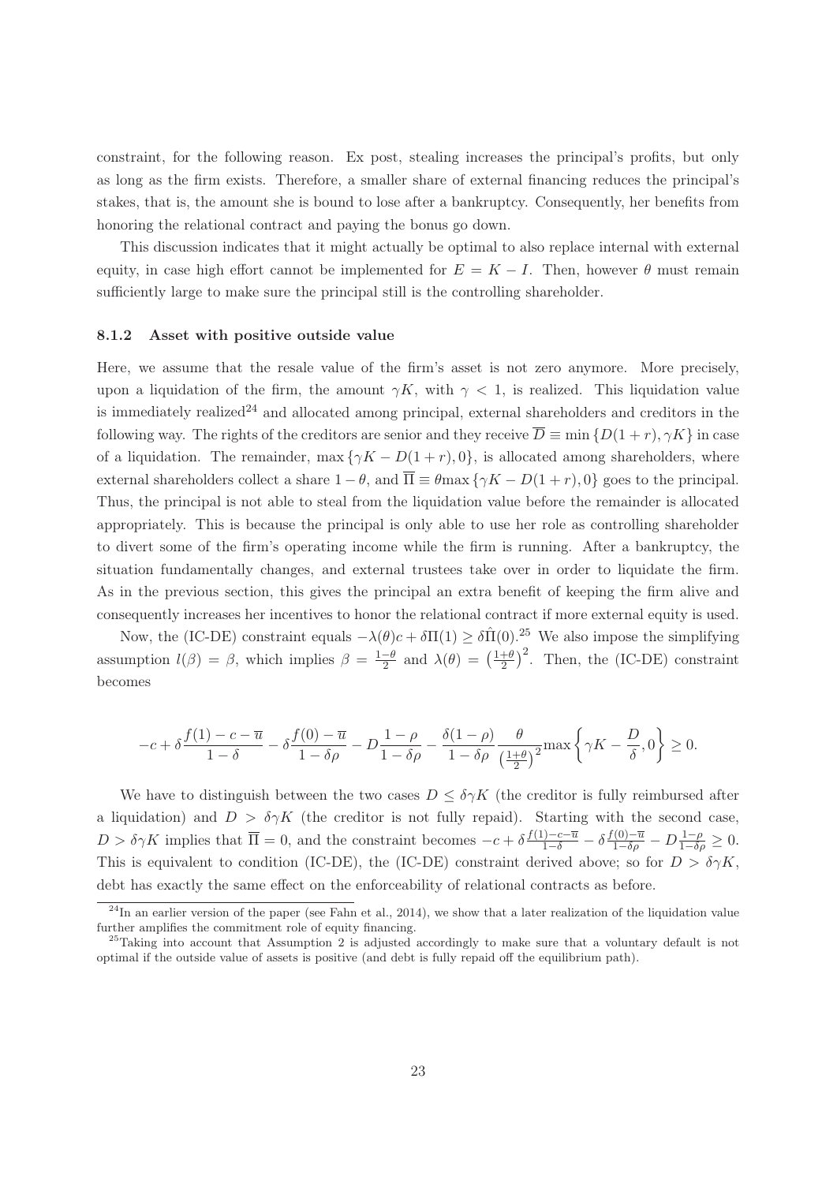constraint, for the following reason. Ex post, stealing increases the principal's profits, but only as long as the firm exists. Therefore, a smaller share of external financing reduces the principal's stakes, that is, the amount she is bound to lose after a bankruptcy. Consequently, her benefits from honoring the relational contract and paying the bonus go down.

This discussion indicates that it might actually be optimal to also replace internal with external equity, in case high effort cannot be implemented for $E = K - I$. Then, however $\theta$ must remain sufficiently large to make sure the principal still is the controlling shareholder.

### 8.1.2 Asset with positive outside value

Here, we assume that the resale value of the firm's asset is not zero anymore. More precisely, upon a liquidation of the firm, the amount $\gamma K$, with $\gamma < 1$, is realized. This liquidation value is immediately realized[24] and allocated among principal, external shareholders and creditors in the following way. The rights of the creditors are senior and they receive $\overline{D} \equiv \min\{D(1+r), \gamma K\}$ in case of a liquidation. The remainder, $\max\{\gamma K - D(1+r), 0\}$, is allocated among shareholders, where external shareholders collect a share $1-\theta$, and $\overline{\Pi} \equiv \theta \max\{\gamma K - D(1+r), 0\}$ goes to the principal. Thus, the principal is not able to steal from the liquidation value before the remainder is allocated appropriately. This is because the principal is only able to use her role as controlling shareholder to divert some of the firm's operating income while the firm is running. After a bankruptcy, the situation fundamentally changes, and external trustees take over in order to liquidate the firm. As in the previous section, this gives the principal an extra benefit of keeping the firm alive and consequently increases her incentives to honor the relational contract if more external equity is used.

Now, the (IC-DE) constraint equals $-\lambda(\theta)c + \delta\Pi(1) \geq \delta\hat{\Pi}(0)$.[25] We also impose the simplifying assumption $l(\beta) = \beta$, which implies $\beta = \frac{1-\theta}{2}$ and $\lambda(\theta) = \left(\frac{1+\theta}{2}\right)^2$. Then, the (IC-DE) constraint becomes

$$-c + \delta\frac{f(1) - c - \overline{u}}{1-\delta} - \delta\frac{f(0) - \overline{u}}{1-\delta\rho} - D\frac{1-\rho}{1-\delta\rho} - \frac{\delta(1-\rho)}{1-\delta\rho}\frac{\theta}{\left(\frac{1+\theta}{2}\right)^2}\max\left\{\gamma K - \frac{D}{\delta}, 0\right\} \geq 0.$$

We have to distinguish between the two cases $D \leq \delta\gamma K$ (the creditor is fully reimbursed after a liquidation) and $D > \delta\gamma K$ (the creditor is not fully repaid). Starting with the second case, $D > \delta\gamma K$ implies that $\overline{\Pi} = 0$, and the constraint becomes $-c + \delta\frac{f(1)-c-\overline{u}}{1-\delta} - \delta\frac{f(0)-\overline{u}}{1-\delta\rho} - D\frac{1-\rho}{1-\delta\rho} \geq 0$. This is equivalent to condition (IC-DE), the (IC-DE) constraint derived above; so for $D > \delta\gamma K$, debt has exactly the same effect on the enforceability of relational contracts as before.

[24] In an earlier version of the paper (see Fahn et al., 2014), we show that a later realization of the liquidation value further amplifies the commitment role of equity financing.

[25] Taking into account that Assumption 2 is adjusted accordingly to make sure that a voluntary default is not optimal if the outside value of assets is positive (and debt is fully repaid off the equilibrium path).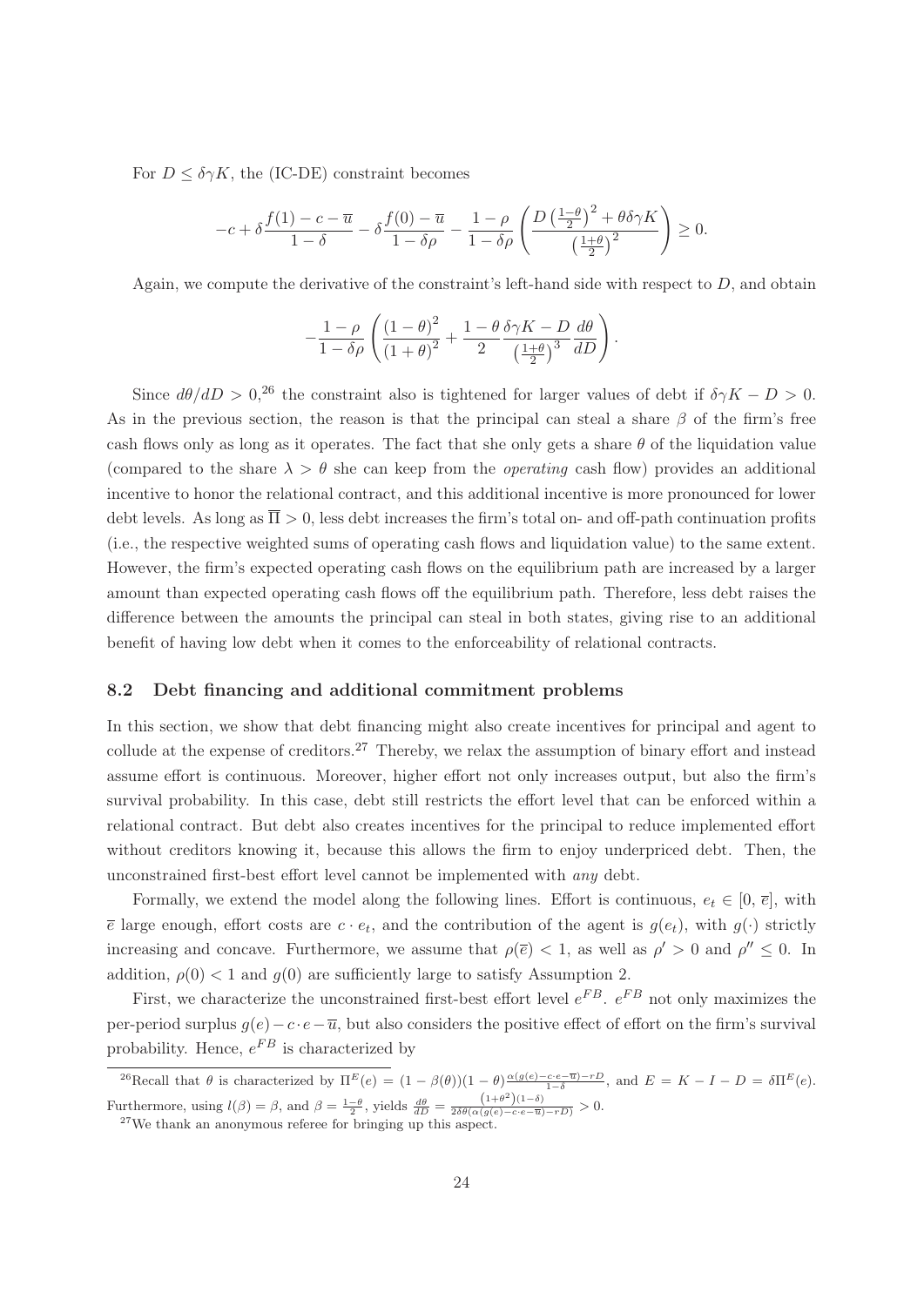For $D \leq \delta\gamma K$, the (IC-DE) constraint becomes

$$-c + \delta\frac{f(1) - c - \overline{u}}{1 - \delta} - \delta\frac{f(0) - \overline{u}}{1 - \delta\rho} - \frac{1 - \rho}{1 - \delta\rho}\left(\frac{D\left(\frac{1-\theta}{2}\right)^2 + \theta\delta\gamma K}{\left(\frac{1+\theta}{2}\right)^2}\right) \geq 0.$$

Again, we compute the derivative of the constraint's left-hand side with respect to $D$, and obtain

$$-\frac{1-\rho}{1-\delta\rho}\left(\frac{(1-\theta)^2}{(1+\theta)^2} + \frac{1-\theta}{2}\frac{\delta\gamma K - D}{\left(\frac{1+\theta}{2}\right)^3}\frac{d\theta}{dD}\right).$$

Since $d\theta/dD > 0$,[26] the constraint also is tightened for larger values of debt if $\delta\gamma K - D > 0$. As in the previous section, the reason is that the principal can steal a share $\beta$ of the firm's free cash flows only as long as it operates. The fact that she only gets a share $\theta$ of the liquidation value (compared to the share $\lambda > \theta$ she can keep from the *operating* cash flow) provides an additional incentive to honor the relational contract, and this additional incentive is more pronounced for lower debt levels. As long as $\overline{\Pi} > 0$, less debt increases the firm's total on- and off-path continuation profits (i.e., the respective weighted sums of operating cash flows and liquidation value) to the same extent. However, the firm's expected operating cash flows on the equilibrium path are increased by a larger amount than expected operating cash flows off the equilibrium path. Therefore, less debt raises the difference between the amounts the principal can steal in both states, giving rise to an additional benefit of having low debt when it comes to the enforceability of relational contracts.

## 8.2 Debt financing and additional commitment problems

In this section, we show that debt financing might also create incentives for principal and agent to collude at the expense of creditors.[27] Thereby, we relax the assumption of binary effort and instead assume effort is continuous. Moreover, higher effort not only increases output, but also the firm's survival probability. In this case, debt still restricts the effort level that can be enforced within a relational contract. But debt also creates incentives for the principal to reduce implemented effort without creditors knowing it, because this allows the firm to enjoy underpriced debt. Then, the unconstrained first-best effort level cannot be implemented with *any* debt.

Formally, we extend the model along the following lines. Effort is continuous, $e_t \in [0, \overline{e}]$, with $\overline{e}$ large enough, effort costs are $c \cdot e_t$, and the contribution of the agent is $g(e_t)$, with $g(\cdot)$ strictly increasing and concave. Furthermore, we assume that $\rho(\overline{e}) < 1$, as well as $\rho' > 0$ and $\rho'' \leq 0$. In addition, $\rho(0) < 1$ and $g(0)$ are sufficiently large to satisfy Assumption 2.

First, we characterize the unconstrained first-best effort level $e^{FB}$. $e^{FB}$ not only maximizes the per-period surplus $g(e) - c \cdot e - \overline{u}$, but also considers the positive effect of effort on the firm's survival probability. Hence, $e^{FB}$ is characterized by

---

[26] Recall that $\theta$ is characterized by $\Pi^E(e) = (1-\beta(\theta))(1-\theta)\frac{\alpha(g(e)-c\cdot e-\overline{u})-rD}{1-\delta}$, and $E = K - I - D = \delta\Pi^E(e)$. Furthermore, using $l(\beta) = \beta$, and $\beta = \frac{1-\theta}{2}$, yields $\frac{d\theta}{dD} = \frac{\left(1+\theta^2\right)(1-\delta)}{2\delta\theta(\alpha(g(e)-c\cdot e-\overline{u})-rD)} > 0$.

[27] We thank an anonymous referee for bringing up this aspect.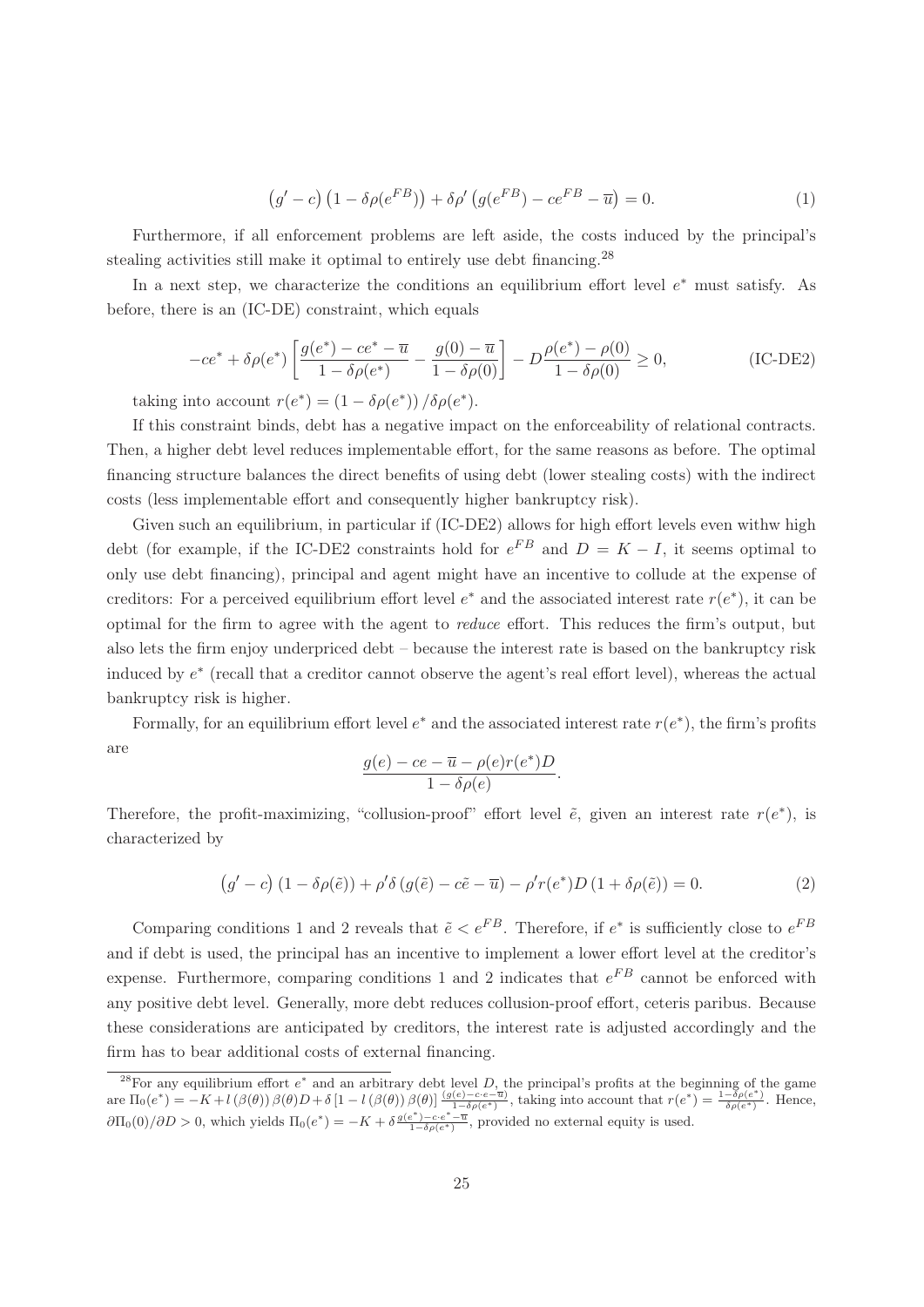$$\left(g' - c\right)\left(1 - \delta\rho(e^{FB})\right) + \delta\rho'\left(g(e^{FB}) - ce^{FB} - \overline{u}\right) = 0. \tag{1}$$

Furthermore, if all enforcement problems are left aside, the costs induced by the principal's stealing activities still make it optimal to entirely use debt financing.[28]

In a next step, we characterize the conditions an equilibrium effort level $e^*$ must satisfy. As before, there is an (IC-DE) constraint, which equals

$$-ce^* + \delta\rho(e^*)\left[\frac{g(e^*) - ce^* - \overline{u}}{1 - \delta\rho(e^*)} - \frac{g(0) - \overline{u}}{1 - \delta\rho(0)}\right] - D\frac{\rho(e^*) - \rho(0)}{1 - \delta\rho(0)} \geq 0, \tag{IC-DE2}$$

taking into account $r(e^*) = \left(1 - \delta\rho(e^*)\right)/\delta\rho(e^*)$.

If this constraint binds, debt has a negative impact on the enforceability of relational contracts. Then, a higher debt level reduces implementable effort, for the same reasons as before. The optimal financing structure balances the direct benefits of using debt (lower stealing costs) with the indirect costs (less implementable effort and consequently higher bankruptcy risk).

Given such an equilibrium, in particular if (IC-DE2) allows for high effort levels even withw high debt (for example, if the IC-DE2 constraints hold for $e^{FB}$ and $D = K - I$, it seems optimal to only use debt financing), principal and agent might have an incentive to collude at the expense of creditors: For a perceived equilibrium effort level $e^*$ and the associated interest rate $r(e^*)$, it can be optimal for the firm to agree with the agent to *reduce* effort. This reduces the firm's output, but also lets the firm enjoy underpriced debt – because the interest rate is based on the bankruptcy risk induced by $e^*$ (recall that a creditor cannot observe the agent's real effort level), whereas the actual bankruptcy risk is higher.

Formally, for an equilibrium effort level $e^*$ and the associated interest rate $r(e^*)$, the firm's profits are

$$\frac{g(e) - ce - \overline{u} - \rho(e)r(e^*)D}{1 - \delta\rho(e)}.$$

Therefore, the profit-maximizing, "collusion-proof" effort level $\tilde{e}$, given an interest rate $r(e^*)$, is characterized by

$$\left(g' - c\right)\left(1 - \delta\rho(\tilde{e})\right) + \rho'\delta\left(g(\tilde{e}) - c\tilde{e} - \overline{u}\right) - \rho' r(e^*)D\left(1 + \delta\rho(\tilde{e})\right) = 0. \tag{2}$$

Comparing conditions 1 and 2 reveals that $\tilde{e} < e^{FB}$. Therefore, if $e^*$ is sufficiently close to $e^{FB}$ and if debt is used, the principal has an incentive to implement a lower effort level at the creditor's expense. Furthermore, comparing conditions 1 and 2 indicates that $e^{FB}$ cannot be enforced with any positive debt level. Generally, more debt reduces collusion-proof effort, ceteris paribus. Because these considerations are anticipated by creditors, the interest rate is adjusted accordingly and the firm has to bear additional costs of external financing.

---

[28] For any equilibrium effort $e^*$ and an arbitrary debt level $D$, the principal's profits at the beginning of the game are $\Pi_0(e^*) = -K + l\left(\beta(\theta)\right)\beta(\theta)D + \delta\left[1 - l\left(\beta(\theta)\right)\beta(\theta)\right]\frac{(g(e) - c \cdot e - \overline{u})}{1 - \delta\rho(e^*)}$, taking into account that $r(e^*) = \frac{1 - \delta\rho(e^*)}{\delta\rho(e^*)}$. Hence, $\partial\Pi_0(0)/\partial D > 0$, which yields $\Pi_0(e^*) = -K + \delta\frac{g(e^*) - c \cdot e^* - \overline{u}}{1 - \delta\rho(e^*)}$, provided no external equity is used.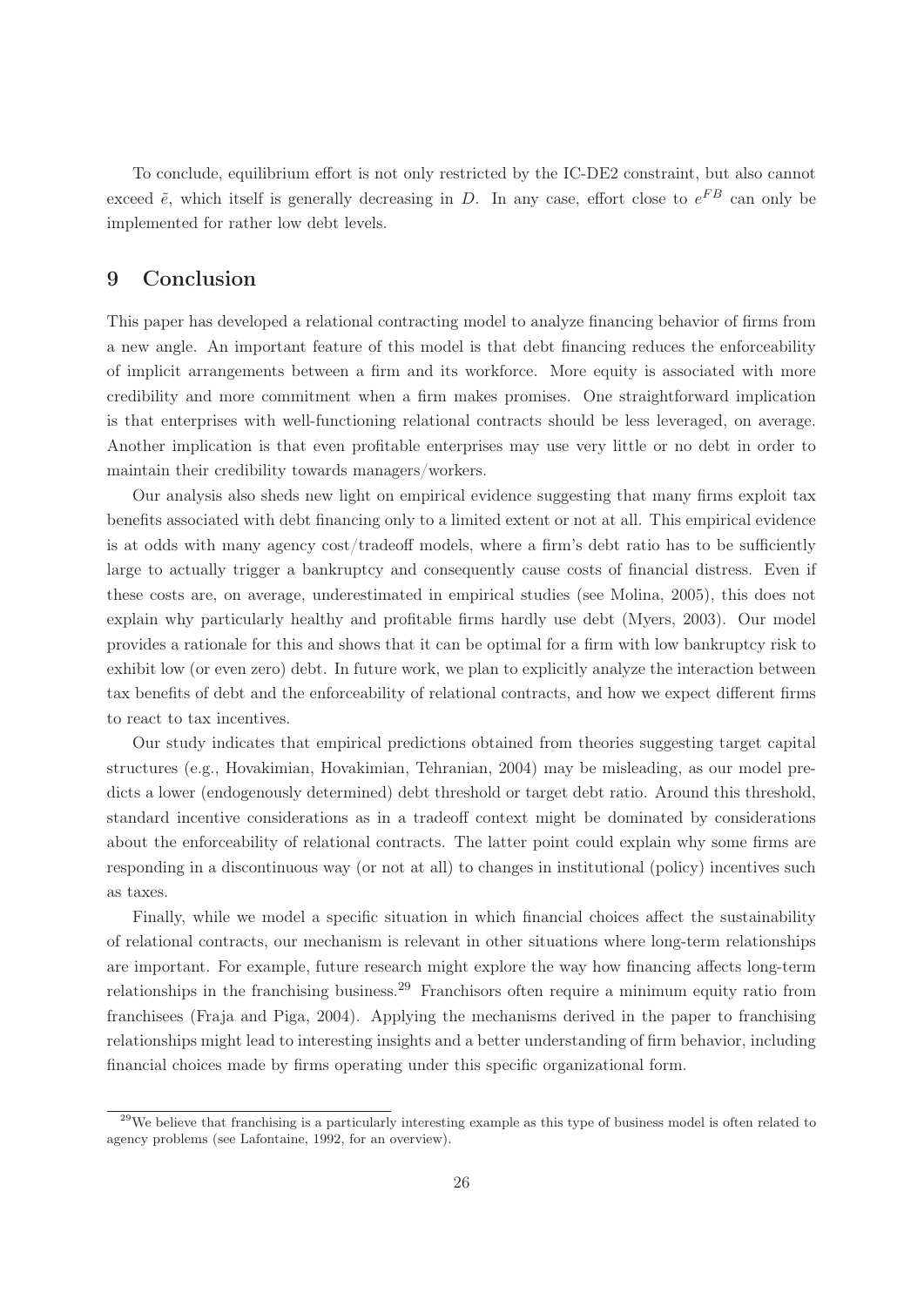To conclude, equilibrium effort is not only restricted by the IC-DE2 constraint, but also cannot exceed $\tilde{e}$, which itself is generally decreasing in $D$. In any case, effort close to $e^{FB}$ can only be implemented for rather low debt levels.

# 9 Conclusion

This paper has developed a relational contracting model to analyze financing behavior of firms from a new angle. An important feature of this model is that debt financing reduces the enforceability of implicit arrangements between a firm and its workforce. More equity is associated with more credibility and more commitment when a firm makes promises. One straightforward implication is that enterprises with well-functioning relational contracts should be less leveraged, on average. Another implication is that even profitable enterprises may use very little or no debt in order to maintain their credibility towards managers/workers.

Our analysis also sheds new light on empirical evidence suggesting that many firms exploit tax benefits associated with debt financing only to a limited extent or not at all. This empirical evidence is at odds with many agency cost/tradeoff models, where a firm's debt ratio has to be sufficiently large to actually trigger a bankruptcy and consequently cause costs of financial distress. Even if these costs are, on average, underestimated in empirical studies (see Molina, 2005), this does not explain why particularly healthy and profitable firms hardly use debt (Myers, 2003). Our model provides a rationale for this and shows that it can be optimal for a firm with low bankruptcy risk to exhibit low (or even zero) debt. In future work, we plan to explicitly analyze the interaction between tax benefits of debt and the enforceability of relational contracts, and how we expect different firms to react to tax incentives.

Our study indicates that empirical predictions obtained from theories suggesting target capital structures (e.g., Hovakimian, Hovakimian, Tehranian, 2004) may be misleading, as our model predicts a lower (endogenously determined) debt threshold or target debt ratio. Around this threshold, standard incentive considerations as in a tradeoff context might be dominated by considerations about the enforceability of relational contracts. The latter point could explain why some firms are responding in a discontinuous way (or not at all) to changes in institutional (policy) incentives such as taxes.

Finally, while we model a specific situation in which financial choices affect the sustainability of relational contracts, our mechanism is relevant in other situations where long-term relationships are important. For example, future research might explore the way how financing affects long-term relationships in the franchising business.[29] Franchisors often require a minimum equity ratio from franchisees (Fraja and Piga, 2004). Applying the mechanisms derived in the paper to franchising relationships might lead to interesting insights and a better understanding of firm behavior, including financial choices made by firms operating under this specific organizational form.

[29] We believe that franchising is a particularly interesting example as this type of business model is often related to agency problems (see Lafontaine, 1992, for an overview).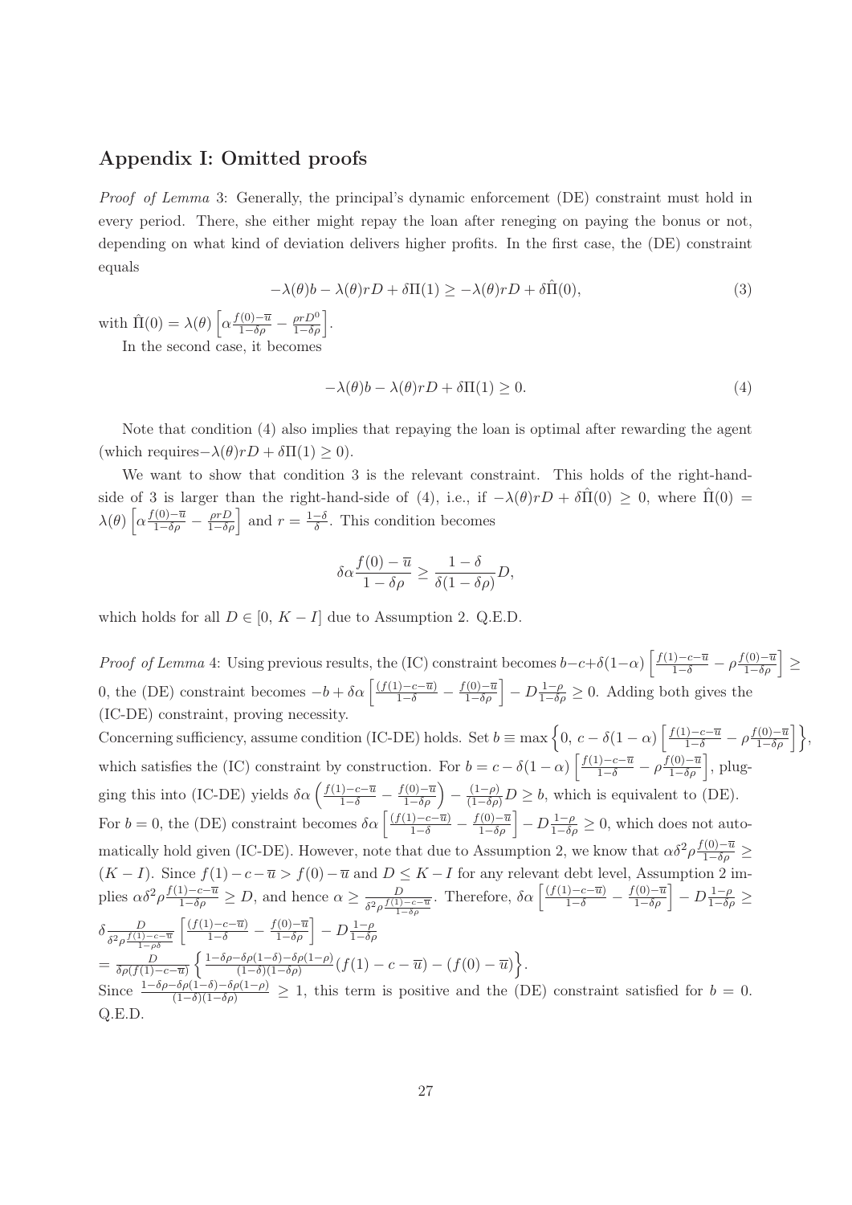## Appendix I: Omitted proofs

*Proof of Lemma* 3: Generally, the principal's dynamic enforcement (DE) constraint must hold in every period. There, she either might repay the loan after reneging on paying the bonus or not, depending on what kind of deviation delivers higher profits. In the first case, the (DE) constraint equals

$$-\lambda(\theta)b - \lambda(\theta)rD + \delta\Pi(1) \geq -\lambda(\theta)rD + \delta\hat{\Pi}(0), \tag{3}$$

with $\hat{\Pi}(0) = \lambda(\theta)\left[\alpha\frac{f(0)-\overline{u}}{1-\delta\rho} - \frac{\rho r D^0}{1-\delta\rho}\right]$.

In the second case, it becomes

$$-\lambda(\theta)b - \lambda(\theta)rD + \delta\Pi(1) \geq 0. \tag{4}$$

Note that condition (4) also implies that repaying the loan is optimal after rewarding the agent (which requires$-\lambda(\theta)rD + \delta\Pi(1) \geq 0$).

We want to show that condition 3 is the relevant constraint. This holds of the right-hand-side of 3 is larger than the right-hand-side of (4), i.e., if $-\lambda(\theta)rD + \delta\hat{\Pi}(0) \geq 0$, where $\hat{\Pi}(0) = \lambda(\theta)\left[\alpha\frac{f(0)-\overline{u}}{1-\delta\rho} - \frac{\rho r D}{1-\delta\rho}\right]$ and $r = \frac{1-\delta}{\delta}$. This condition becomes

$$\delta\alpha\frac{f(0)-\overline{u}}{1-\delta\rho} \geq \frac{1-\delta}{\delta(1-\delta\rho)}D,$$

which holds for all $D \in [0,\ K-I]$ due to Assumption 2. Q.E.D.

*Proof of Lemma* 4: Using previous results, the (IC) constraint becomes $b-c+\delta(1-\alpha)\left[\frac{f(1)-c-\overline{u}}{1-\delta} - \rho\frac{f(0)-\overline{u}}{1-\delta\rho}\right] \geq 0$, the (DE) constraint becomes $-b+\delta\alpha\left[\frac{(f(1)-c-\overline{u})}{1-\delta} - \frac{f(0)-\overline{u}}{1-\delta\rho}\right] - D\frac{1-\rho}{1-\delta\rho} \geq 0$. Adding both gives the (IC-DE) constraint, proving necessity.

Concerning sufficiency, assume condition (IC-DE) holds. Set $b \equiv \max\left\{0,\ c-\delta(1-\alpha)\left[\frac{f(1)-c-\overline{u}}{1-\delta} - \rho\frac{f(0)-\overline{u}}{1-\delta\rho}\right]\right\}$, which satisfies the (IC) constraint by construction. For $b = c-\delta(1-\alpha)\left[\frac{f(1)-c-\overline{u}}{1-\delta} - \rho\frac{f(0)-\overline{u}}{1-\delta\rho}\right]$, plugging this into (IC-DE) yields $\delta\alpha\left(\frac{f(1)-c-\overline{u}}{1-\delta} - \frac{f(0)-\overline{u}}{1-\delta\rho}\right) - \frac{(1-\rho)}{(1-\delta\rho)}D \geq b$, which is equivalent to (DE).

For $b=0$, the (DE) constraint becomes $\delta\alpha\left[\frac{(f(1)-c-\overline{u})}{1-\delta} - \frac{f(0)-\overline{u}}{1-\delta\rho}\right] - D\frac{1-\rho}{1-\delta\rho} \geq 0$, which does not automatically hold given (IC-DE). However, note that due to Assumption 2, we know that $\alpha\delta^2\rho\frac{f(0)-\overline{u}}{1-\delta\rho} \geq (K-I)$. Since $f(1)-c-\overline{u} > f(0)-\overline{u}$ and $D \leq K-I$ for any relevant debt level, Assumption 2 implies $\alpha\delta^2\rho\frac{f(1)-c-\overline{u}}{1-\delta\rho} \geq D$, and hence $\alpha \geq \frac{D}{\delta^2\rho\frac{f(1)-c-\overline{u}}{1-\delta\rho}}$. Therefore, $\delta\alpha\left[\frac{(f(1)-c-\overline{u})}{1-\delta} - \frac{f(0)-\overline{u}}{1-\delta\rho}\right] - D\frac{1-\rho}{1-\delta\rho} \geq$
$\delta\frac{D}{\delta^2\rho\frac{f(1)-c-\overline{u}}{1-\rho\delta}}\left[\frac{(f(1)-c-\overline{u})}{1-\delta} - \frac{f(0)-\overline{u}}{1-\delta\rho}\right] - D\frac{1-\rho}{1-\delta\rho}$
$= \frac{D}{\delta\rho(f(1)-c-\overline{u})}\left\{\frac{1-\delta\rho-\delta\rho(1-\delta)-\delta\rho(1-\rho)}{(1-\delta)(1-\delta\rho)}(f(1)-c-\overline{u}) - (f(0)-\overline{u})\right\}$.

Since $\frac{1-\delta\rho-\delta\rho(1-\delta)-\delta\rho(1-\rho)}{(1-\delta)(1-\delta\rho)} \geq 1$, this term is positive and the (DE) constraint satisfied for $b=0$. Q.E.D.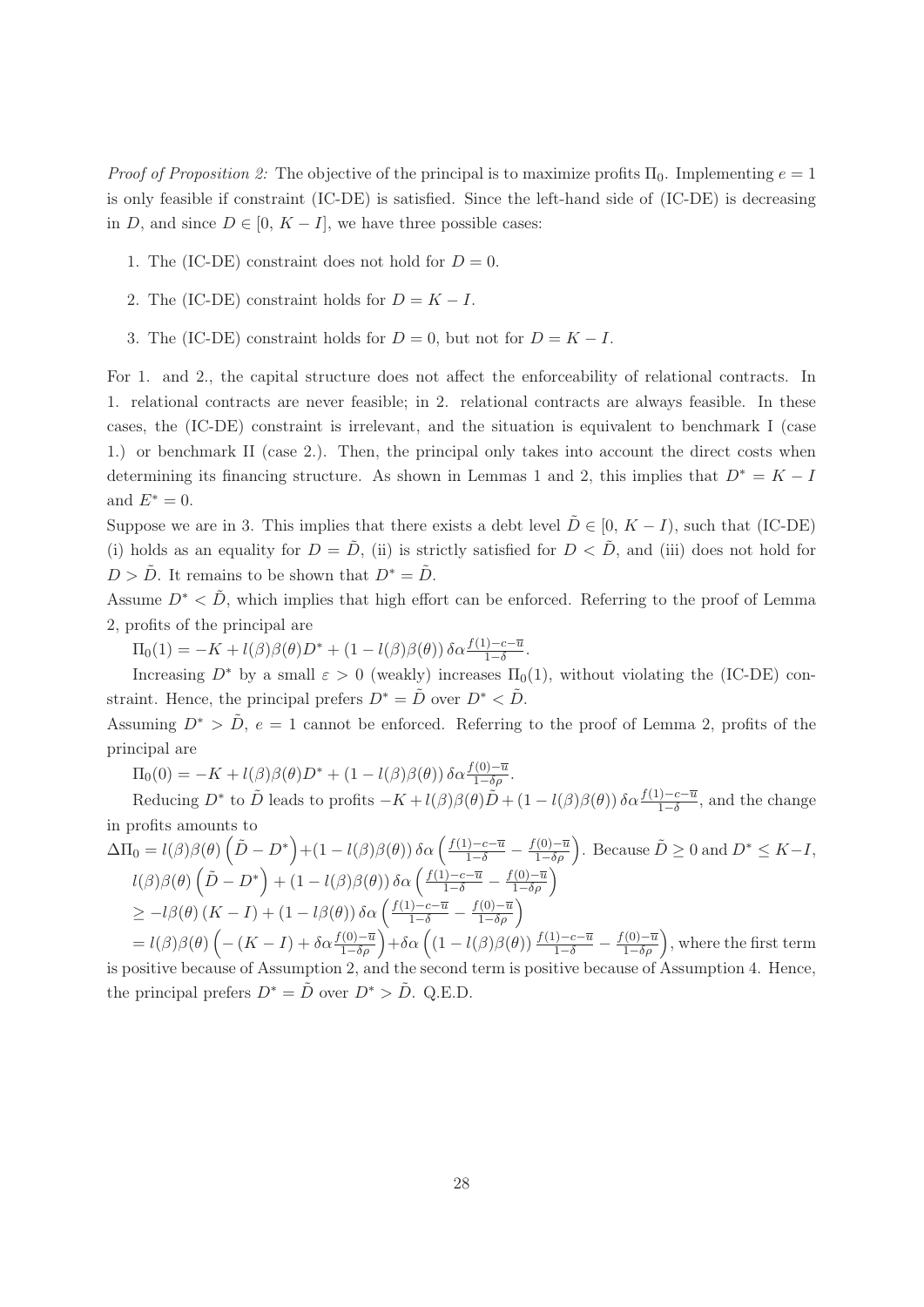*Proof of Proposition 2:* The objective of the principal is to maximize profits $\Pi_0$. Implementing $e = 1$ is only feasible if constraint (IC-DE) is satisfied. Since the left-hand side of (IC-DE) is decreasing in $D$, and since $D \in [0,\, K - I]$, we have three possible cases:

1. The (IC-DE) constraint does not hold for $D = 0$.
2. The (IC-DE) constraint holds for $D = K - I$.
3. The (IC-DE) constraint holds for $D = 0$, but not for $D = K - I$.

For 1. and 2., the capital structure does not affect the enforceability of relational contracts. In 1. relational contracts are never feasible; in 2. relational contracts are always feasible. In these cases, the (IC-DE) constraint is irrelevant, and the situation is equivalent to benchmark I (case 1.) or benchmark II (case 2.). Then, the principal only takes into account the direct costs when determining its financing structure. As shown in Lemmas 1 and 2, this implies that $D^* = K - I$ and $E^* = 0$.

Suppose we are in 3. This implies that there exists a debt level $\tilde{D} \in [0,\, K - I)$, such that (IC-DE) (i) holds as an equality for $D = \tilde{D}$, (ii) is strictly satisfied for $D < \tilde{D}$, and (iii) does not hold for $D > \tilde{D}$. It remains to be shown that $D^* = \tilde{D}$.

Assume $D^* < \tilde{D}$, which implies that high effort can be enforced. Referring to the proof of Lemma 2, profits of the principal are

$\Pi_0(1) = -K + l(\beta)\beta(\theta)D^* + (1 - l(\beta)\beta(\theta))\,\delta\alpha\frac{f(1)-c-\overline{u}}{1-\delta}$.

Increasing $D^*$ by a small $\varepsilon > 0$ (weakly) increases $\Pi_0(1)$, without violating the (IC-DE) constraint. Hence, the principal prefers $D^* = \tilde{D}$ over $D^* < \tilde{D}$.

Assuming $D^* > \tilde{D}$, $e = 1$ cannot be enforced. Referring to the proof of Lemma 2, profits of the principal are

$\Pi_0(0) = -K + l(\beta)\beta(\theta)D^* + (1 - l(\beta)\beta(\theta))\,\delta\alpha\frac{f(0)-\overline{u}}{1-\delta\rho}$.

Reducing $D^*$ to $\tilde{D}$ leads to profits $-K + l(\beta)\beta(\theta)\tilde{D} + (1 - l(\beta)\beta(\theta))\,\delta\alpha\frac{f(1)-c-\overline{u}}{1-\delta}$, and the change in profits amounts to

$\Delta\Pi_0 = l(\beta)\beta(\theta)\left(\tilde{D} - D^*\right) + (1 - l(\beta)\beta(\theta))\,\delta\alpha\left(\frac{f(1)-c-\overline{u}}{1-\delta} - \frac{f(0)-\overline{u}}{1-\delta\rho}\right)$. Because $\tilde{D} \geq 0$ and $D^* \leq K - I$,

$l(\beta)\beta(\theta)\left(\tilde{D} - D^*\right) + (1 - l(\beta)\beta(\theta))\,\delta\alpha\left(\frac{f(1)-c-\overline{u}}{1-\delta} - \frac{f(0)-\overline{u}}{1-\delta\rho}\right)$

$\geq -l\beta(\theta)\,(K - I) + (1 - l\beta(\theta))\,\delta\alpha\left(\frac{f(1)-c-\overline{u}}{1-\delta} - \frac{f(0)-\overline{u}}{1-\delta\rho}\right)$

$= l(\beta)\beta(\theta)\left(-(K - I) + \delta\alpha\frac{f(0)-\overline{u}}{1-\delta\rho}\right) + \delta\alpha\left((1 - l(\beta)\beta(\theta))\,\frac{f(1)-c-\overline{u}}{1-\delta} - \frac{f(0)-\overline{u}}{1-\delta\rho}\right)$, where the first term is positive because of Assumption 2, and the second term is positive because of Assumption 4. Hence, the principal prefers $D^* = \tilde{D}$ over $D^* > \tilde{D}$. Q.E.D.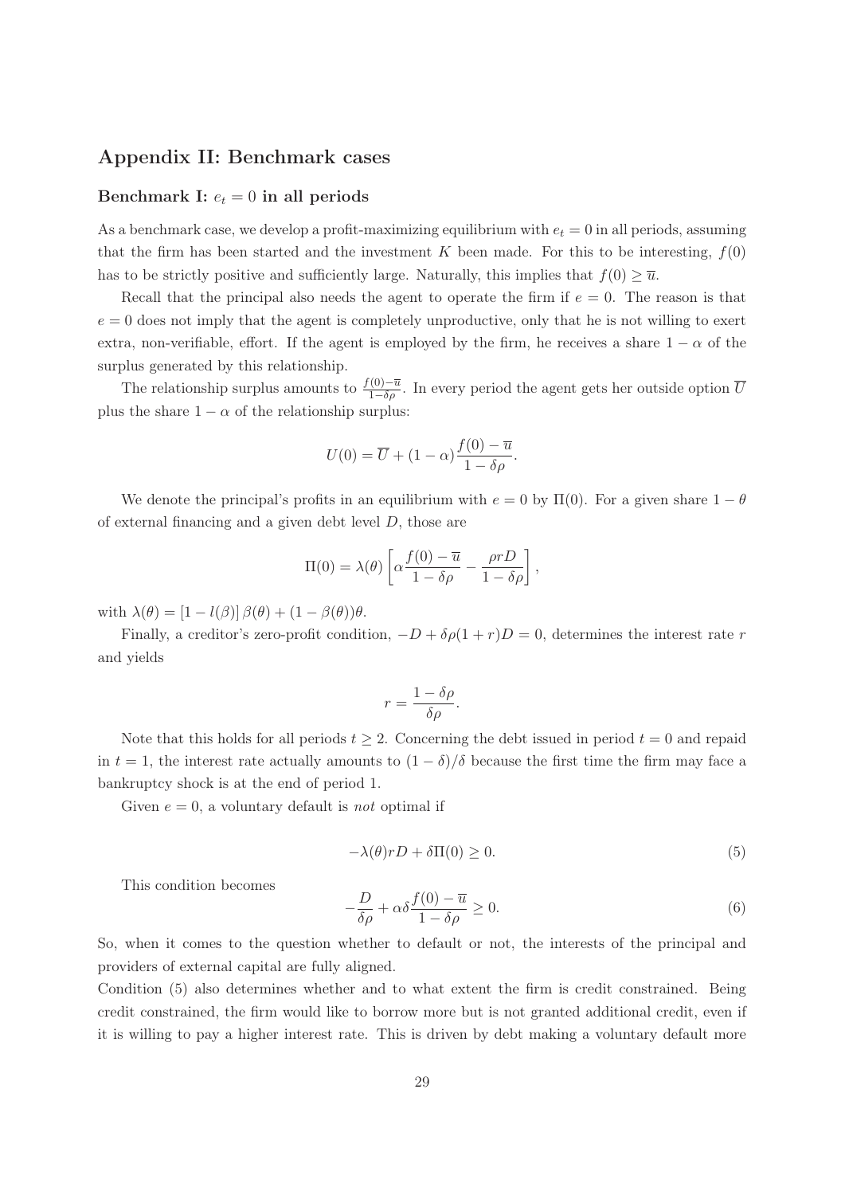## Appendix II: Benchmark cases

### Benchmark I: $e_t = 0$ in all periods

As a benchmark case, we develop a profit-maximizing equilibrium with $e_t = 0$ in all periods, assuming that the firm has been started and the investment $K$ been made. For this to be interesting, $f(0)$ has to be strictly positive and sufficiently large. Naturally, this implies that $f(0) \geq \overline{u}$.

Recall that the principal also needs the agent to operate the firm if $e = 0$. The reason is that $e = 0$ does not imply that the agent is completely unproductive, only that he is not willing to exert extra, non-verifiable, effort. If the agent is employed by the firm, he receives a share $1 - \alpha$ of the surplus generated by this relationship.

The relationship surplus amounts to $\frac{f(0)-\overline{u}}{1-\delta\rho}$. In every period the agent gets her outside option $\overline{U}$ plus the share $1 - \alpha$ of the relationship surplus:

$$U(0) = \overline{U} + (1-\alpha)\frac{f(0) - \overline{u}}{1 - \delta\rho}.$$

We denote the principal's profits in an equilibrium with $e = 0$ by $\Pi(0)$. For a given share $1 - \theta$ of external financing and a given debt level $D$, those are

$$\Pi(0) = \lambda(\theta)\left[\alpha\frac{f(0) - \overline{u}}{1 - \delta\rho} - \frac{\rho r D}{1 - \delta\rho}\right],$$

with $\lambda(\theta) = [1 - l(\beta)]\,\beta(\theta) + (1 - \beta(\theta))\theta$.

Finally, a creditor's zero-profit condition, $-D + \delta\rho(1 + r)D = 0$, determines the interest rate $r$ and yields

$$r = \frac{1 - \delta\rho}{\delta\rho}.$$

Note that this holds for all periods $t \geq 2$. Concerning the debt issued in period $t = 0$ and repaid in $t = 1$, the interest rate actually amounts to $(1 - \delta)/\delta$ because the first time the firm may face a bankruptcy shock is at the end of period 1.

Given $e = 0$, a voluntary default is *not* optimal if

$$-\lambda(\theta) r D + \delta\Pi(0) \geq 0. \tag{5}$$

This condition becomes

$$-\frac{D}{\delta\rho} + \alpha\delta\frac{f(0) - \overline{u}}{1 - \delta\rho} \geq 0. \tag{6}$$

So, when it comes to the question whether to default or not, the interests of the principal and providers of external capital are fully aligned.

Condition (5) also determines whether and to what extent the firm is credit constrained. Being credit constrained, the firm would like to borrow more but is not granted additional credit, even if it is willing to pay a higher interest rate. This is driven by debt making a voluntary default more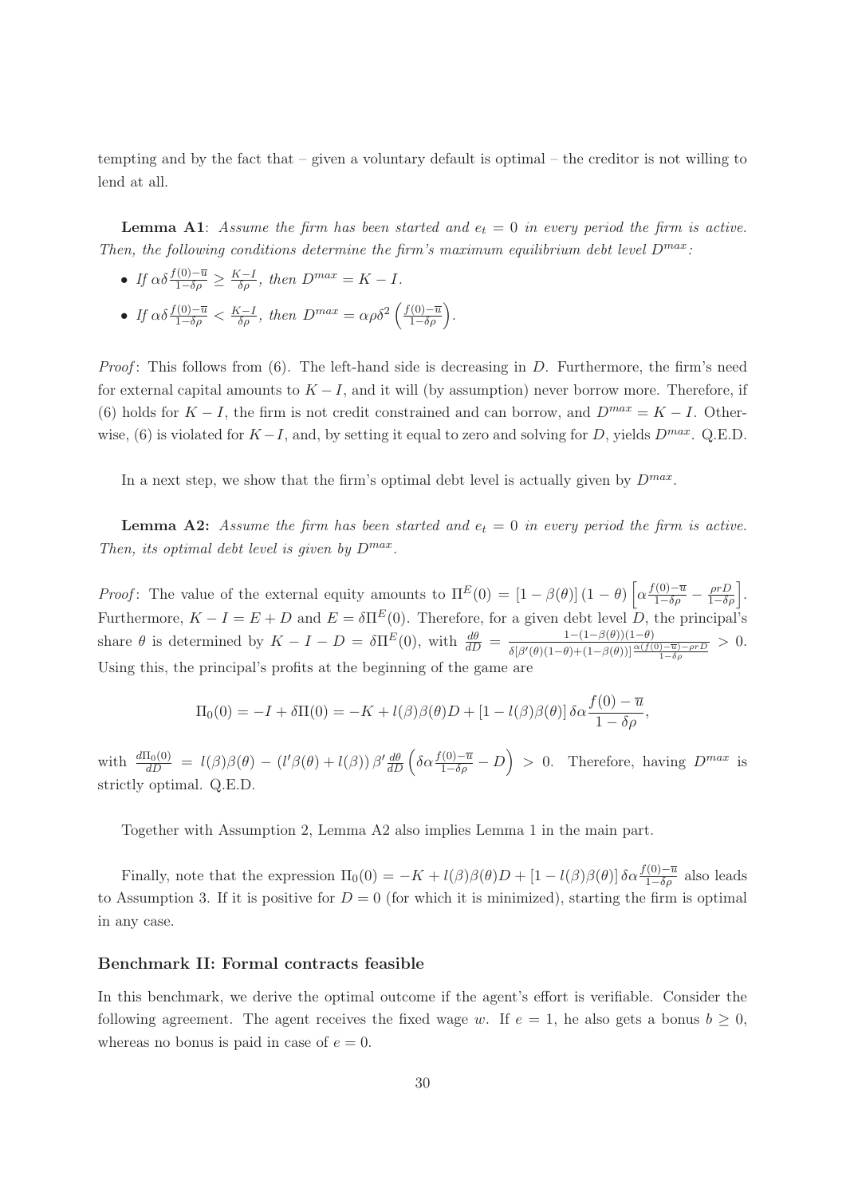tempting and by the fact that – given a voluntary default is optimal – the creditor is not willing to lend at all.

**Lemma A1**: *Assume the firm has been started and $e_t = 0$ in every period the firm is active. Then, the following conditions determine the firm's maximum equilibrium debt level $D^{max}$:*

- *If $\alpha\delta\frac{f(0)-\overline{u}}{1-\delta\rho} \geq \frac{K-I}{\delta\rho}$, then $D^{max} = K - I$.*
- *If $\alpha\delta\frac{f(0)-\overline{u}}{1-\delta\rho} < \frac{K-I}{\delta\rho}$, then $D^{max} = \alpha\rho\delta^2\left(\frac{f(0)-\overline{u}}{1-\delta\rho}\right)$.*

*Proof*: This follows from (6). The left-hand side is decreasing in $D$. Furthermore, the firm's need for external capital amounts to $K - I$, and it will (by assumption) never borrow more. Therefore, if (6) holds for $K - I$, the firm is not credit constrained and can borrow, and $D^{max} = K - I$. Otherwise, (6) is violated for $K - I$, and, by setting it equal to zero and solving for $D$, yields $D^{max}$. Q.E.D.

In a next step, we show that the firm's optimal debt level is actually given by $D^{max}$.

**Lemma A2:** *Assume the firm has been started and $e_t = 0$ in every period the firm is active. Then, its optimal debt level is given by $D^{max}$.*

*Proof*: The value of the external equity amounts to $\Pi^E(0) = [1-\beta(\theta)](1-\theta)\left[\alpha\frac{f(0)-\overline{u}}{1-\delta\rho} - \frac{\rho r D}{1-\delta\rho}\right]$. Furthermore, $K - I = E + D$ and $E = \delta\Pi^E(0)$. Therefore, for a given debt level $D$, the principal's share $\theta$ is determined by $K - I - D = \delta\Pi^E(0)$, with $\frac{d\theta}{dD} = \frac{1-(1-\beta(\theta))(1-\theta)}{\delta[\beta'(\theta)(1-\theta)+(1-\beta(\theta))]\frac{\alpha(f(0)-\overline{u})-\rho r D}{1-\delta\rho}} > 0$. Using this, the principal's profits at the beginning of the game are

$$\Pi_0(0) = -I + \delta\Pi(0) = -K + l(\beta)\beta(\theta)D + [1 - l(\beta)\beta(\theta)]\,\delta\alpha\frac{f(0)-\overline{u}}{1-\delta\rho},$$

with $\frac{d\Pi_0(0)}{dD} = l(\beta)\beta(\theta) - (l'\beta(\theta) + l(\beta))\,\beta'\frac{d\theta}{dD}\left(\delta\alpha\frac{f(0)-\overline{u}}{1-\delta\rho} - D\right) > 0$. Therefore, having $D^{max}$ is strictly optimal. Q.E.D.

Together with Assumption 2, Lemma A2 also implies Lemma 1 in the main part.

Finally, note that the expression $\Pi_0(0) = -K + l(\beta)\beta(\theta)D + [1 - l(\beta)\beta(\theta)]\,\delta\alpha\frac{f(0)-\overline{u}}{1-\delta\rho}$ also leads to Assumption 3. If it is positive for $D = 0$ (for which it is minimized), starting the firm is optimal in any case.

### Benchmark II: Formal contracts feasible

In this benchmark, we derive the optimal outcome if the agent's effort is verifiable. Consider the following agreement. The agent receives the fixed wage $w$. If $e = 1$, he also gets a bonus $b \geq 0$, whereas no bonus is paid in case of $e = 0$.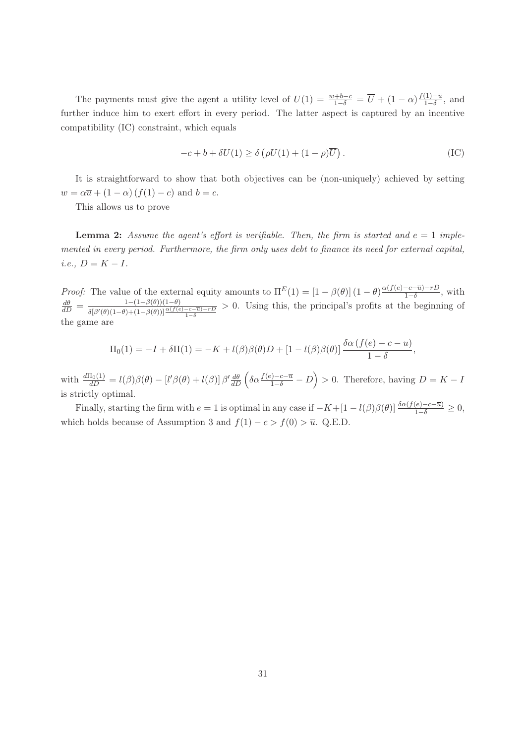The payments must give the agent a utility level of $U(1) = \frac{w+b-c}{1-\delta} = \overline{U} + (1-\alpha)\frac{f(1)-\overline{u}}{1-\delta}$, and further induce him to exert effort in every period. The latter aspect is captured by an incentive compatibility (IC) constraint, which equals

$$-c + b + \delta U(1) \geq \delta\left(\rho U(1) + (1-\rho)\overline{U}\right). \tag{IC}$$

It is straightforward to show that both objectives can be (non-uniquely) achieved by setting $w = \alpha\overline{u} + (1-\alpha)(f(1)-c)$ and $b = c$.

This allows us to prove

**Lemma 2:** *Assume the agent's effort is verifiable. Then, the firm is started and $e = 1$ implemented in every period. Furthermore, the firm only uses debt to finance its need for external capital, i.e., $D = K - I$.*

*Proof:* The value of the external equity amounts to $\Pi^E(1) = [1-\beta(\theta)](1-\theta)\frac{\alpha(f(e)-c-\overline{u})-rD}{1-\delta}$, with $\frac{d\theta}{dD} = \frac{1-(1-\beta(\theta))(1-\theta)}{\delta[\beta'(\theta)(1-\theta)+(1-\beta(\theta))]\frac{\alpha(f(e)-c-\overline{u})-rD}{1-\delta}} > 0$. Using this, the principal's profits at the beginning of the game are

$$\Pi_0(1) = -I + \delta\Pi(1) = -K + l(\beta)\beta(\theta)D + [1 - l(\beta)\beta(\theta)]\frac{\delta\alpha(f(e)-c-\overline{u})}{1-\delta},$$

with $\frac{d\Pi_0(1)}{dD} = l(\beta)\beta(\theta) - [l'\beta(\theta) + l(\beta)]\beta'\frac{d\theta}{dD}\left(\delta\alpha\frac{f(e)-c-\overline{u}}{1-\delta} - D\right) > 0$. Therefore, having $D = K - I$ is strictly optimal.

Finally, starting the firm with $e = 1$ is optimal in any case if $-K + [1 - l(\beta)\beta(\theta)]\frac{\delta\alpha(f(e)-c-\overline{u})}{1-\delta} \geq 0$, which holds because of Assumption 3 and $f(1) - c > f(0) > \overline{u}$. Q.E.D.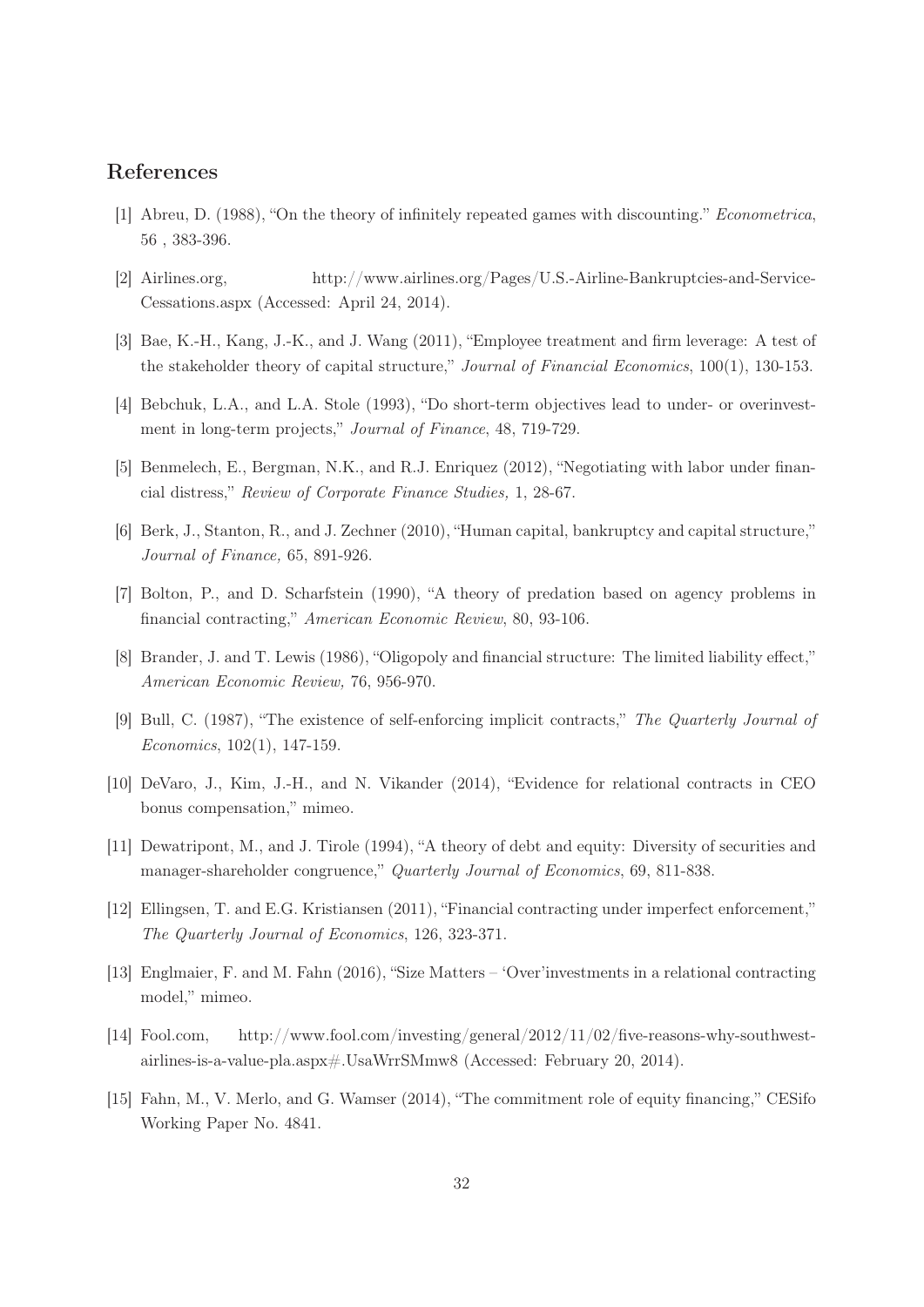## References

[1] Abreu, D. (1988), "On the theory of infinitely repeated games with discounting." *Econometrica*, 56 , 383-396.

[2] Airlines.org, http://www.airlines.org/Pages/U.S.-Airline-Bankruptcies-and-Service-Cessations.aspx (Accessed: April 24, 2014).

[3] Bae, K.-H., Kang, J.-K., and J. Wang (2011), "Employee treatment and firm leverage: A test of the stakeholder theory of capital structure," *Journal of Financial Economics*, 100(1), 130-153.

[4] Bebchuk, L.A., and L.A. Stole (1993), "Do short-term objectives lead to under- or overinvestment in long-term projects," *Journal of Finance*, 48, 719-729.

[5] Benmelech, E., Bergman, N.K., and R.J. Enriquez (2012), "Negotiating with labor under financial distress," *Review of Corporate Finance Studies,* 1, 28-67.

[6] Berk, J., Stanton, R., and J. Zechner (2010), "Human capital, bankruptcy and capital structure," *Journal of Finance,* 65, 891-926.

[7] Bolton, P., and D. Scharfstein (1990), "A theory of predation based on agency problems in financial contracting," *American Economic Review*, 80, 93-106.

[8] Brander, J. and T. Lewis (1986), "Oligopoly and financial structure: The limited liability effect," *American Economic Review,* 76, 956-970.

[9] Bull, C. (1987), "The existence of self-enforcing implicit contracts," *The Quarterly Journal of Economics*, 102(1), 147-159.

[10] DeVaro, J., Kim, J.-H., and N. Vikander (2014), "Evidence for relational contracts in CEO bonus compensation," mimeo.

[11] Dewatripont, M., and J. Tirole (1994), "A theory of debt and equity: Diversity of securities and manager-shareholder congruence," *Quarterly Journal of Economics*, 69, 811-838.

[12] Ellingsen, T. and E.G. Kristiansen (2011), "Financial contracting under imperfect enforcement," *The Quarterly Journal of Economics*, 126, 323-371.

[13] Englmaier, F. and M. Fahn (2016), "Size Matters – 'Over'investments in a relational contracting model," mimeo.

[14] Fool.com, http://www.fool.com/investing/general/2012/11/02/five-reasons-why-southwest-airlines-is-a-value-pla.aspx#.UsaWrrSMmw8 (Accessed: February 20, 2014).

[15] Fahn, M., V. Merlo, and G. Wamser (2014), "The commitment role of equity financing," CESifo Working Paper No. 4841.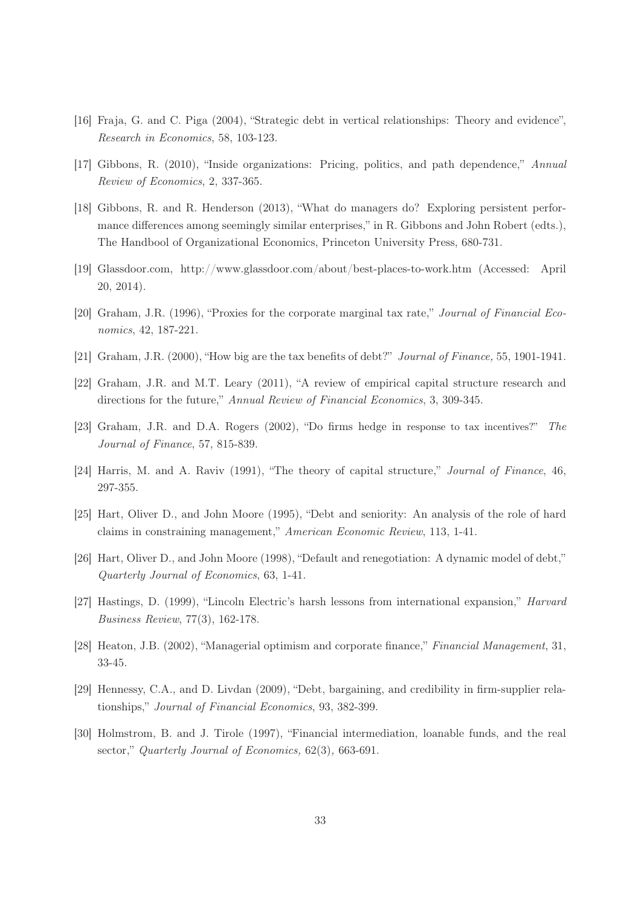[16] Fraja, G. and C. Piga (2004), "Strategic debt in vertical relationships: Theory and evidence", *Research in Economics*, 58, 103-123.

[17] Gibbons, R. (2010), "Inside organizations: Pricing, politics, and path dependence," *Annual Review of Economics*, 2, 337-365.

[18] Gibbons, R. and R. Henderson (2013), "What do managers do? Exploring persistent performance differences among seemingly similar enterprises," in R. Gibbons and John Robert (edts.), The Handbool of Organizational Economics, Princeton University Press, 680-731.

[19] Glassdoor.com, http://www.glassdoor.com/about/best-places-to-work.htm (Accessed: April 20, 2014).

[20] Graham, J.R. (1996), "Proxies for the corporate marginal tax rate," *Journal of Financial Economics*, 42, 187-221.

[21] Graham, J.R. (2000), "How big are the tax benefits of debt?" *Journal of Finance,* 55, 1901-1941.

[22] Graham, J.R. and M.T. Leary (2011), "A review of empirical capital structure research and directions for the future," *Annual Review of Financial Economics*, 3, 309-345.

[23] Graham, J.R. and D.A. Rogers (2002), "Do firms hedge in response to tax incentives?" *The Journal of Finance*, 57, 815-839.

[24] Harris, M. and A. Raviv (1991), "The theory of capital structure," *Journal of Finance*, 46, 297-355.

[25] Hart, Oliver D., and John Moore (1995), "Debt and seniority: An analysis of the role of hard claims in constraining management," *American Economic Review*, 113, 1-41.

[26] Hart, Oliver D., and John Moore (1998), "Default and renegotiation: A dynamic model of debt," *Quarterly Journal of Economics*, 63, 1-41.

[27] Hastings, D. (1999), "Lincoln Electric's harsh lessons from international expansion," *Harvard Business Review*, 77(3), 162-178.

[28] Heaton, J.B. (2002), "Managerial optimism and corporate finance," *Financial Management*, 31, 33-45.

[29] Hennessy, C.A., and D. Livdan (2009), "Debt, bargaining, and credibility in firm-supplier relationships," *Journal of Financial Economics*, 93, 382-399.

[30] Holmstrom, B. and J. Tirole (1997), "Financial intermediation, loanable funds, and the real sector," *Quarterly Journal of Economics,* 62(3), 663-691.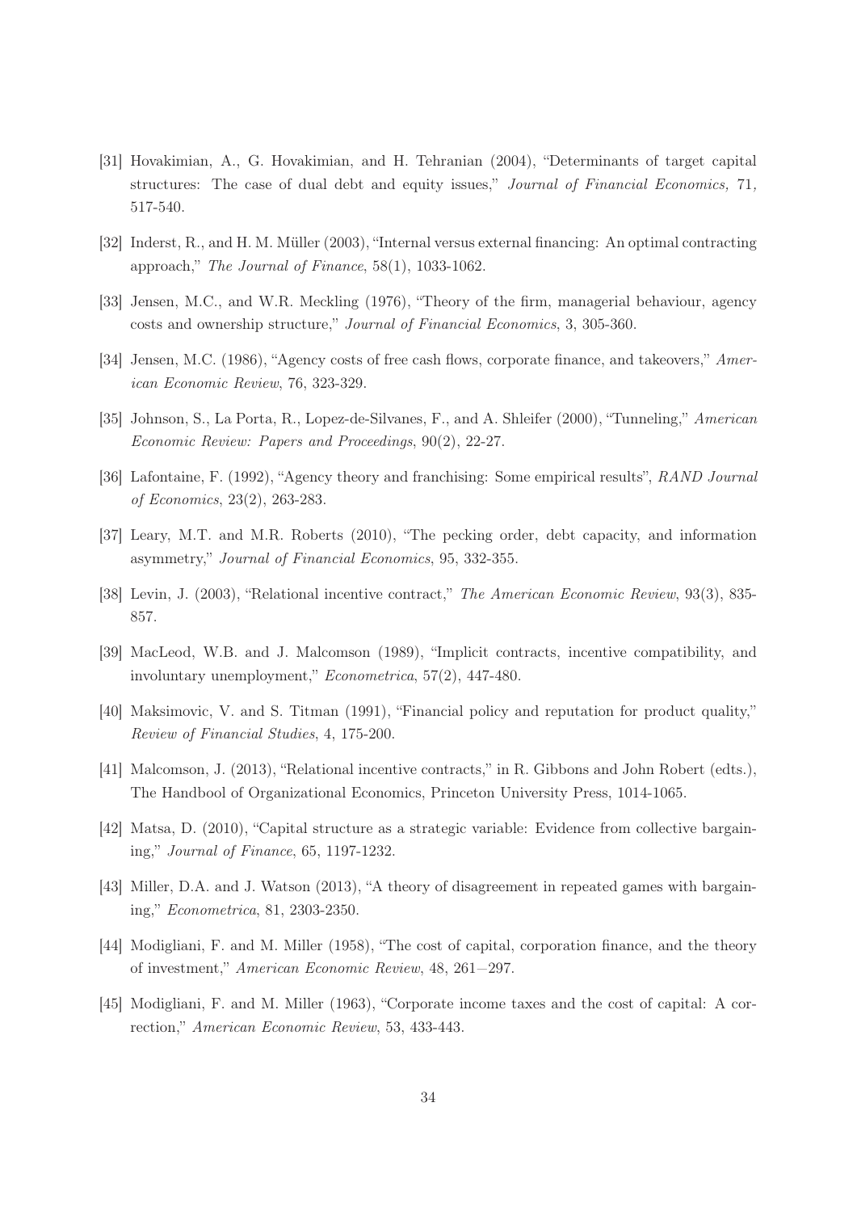[31] Hovakimian, A., G. Hovakimian, and H. Tehranian (2004), "Determinants of target capital structures: The case of dual debt and equity issues," *Journal of Financial Economics, 71,* 517-540.

[32] Inderst, R., and H. M. Müller (2003), "Internal versus external financing: An optimal contracting approach," *The Journal of Finance*, 58(1), 1033-1062.

[33] Jensen, M.C., and W.R. Meckling (1976), "Theory of the firm, managerial behaviour, agency costs and ownership structure," *Journal of Financial Economics*, 3, 305-360.

[34] Jensen, M.C. (1986), "Agency costs of free cash flows, corporate finance, and takeovers," *American Economic Review*, 76, 323-329.

[35] Johnson, S., La Porta, R., Lopez-de-Silvanes, F., and A. Shleifer (2000), "Tunneling," *American Economic Review: Papers and Proceedings*, 90(2), 22-27.

[36] Lafontaine, F. (1992), "Agency theory and franchising: Some empirical results", *RAND Journal of Economics*, 23(2), 263-283.

[37] Leary, M.T. and M.R. Roberts (2010), "The pecking order, debt capacity, and information asymmetry," *Journal of Financial Economics*, 95, 332-355.

[38] Levin, J. (2003), "Relational incentive contract," *The American Economic Review*, 93(3), 835-857.

[39] MacLeod, W.B. and J. Malcomson (1989), "Implicit contracts, incentive compatibility, and involuntary unemployment," *Econometrica*, 57(2), 447-480.

[40] Maksimovic, V. and S. Titman (1991), "Financial policy and reputation for product quality," *Review of Financial Studies*, 4, 175-200.

[41] Malcomson, J. (2013), "Relational incentive contracts," in R. Gibbons and John Robert (edts.), The Handbool of Organizational Economics, Princeton University Press, 1014-1065.

[42] Matsa, D. (2010), "Capital structure as a strategic variable: Evidence from collective bargaining," *Journal of Finance*, 65, 1197-1232.

[43] Miller, D.A. and J. Watson (2013), "A theory of disagreement in repeated games with bargaining," *Econometrica*, 81, 2303-2350.

[44] Modigliani, F. and M. Miller (1958), "The cost of capital, corporation finance, and the theory of investment," *American Economic Review*, 48, 261—297.

[45] Modigliani, F. and M. Miller (1963), "Corporate income taxes and the cost of capital: A correction," *American Economic Review*, 53, 433-443.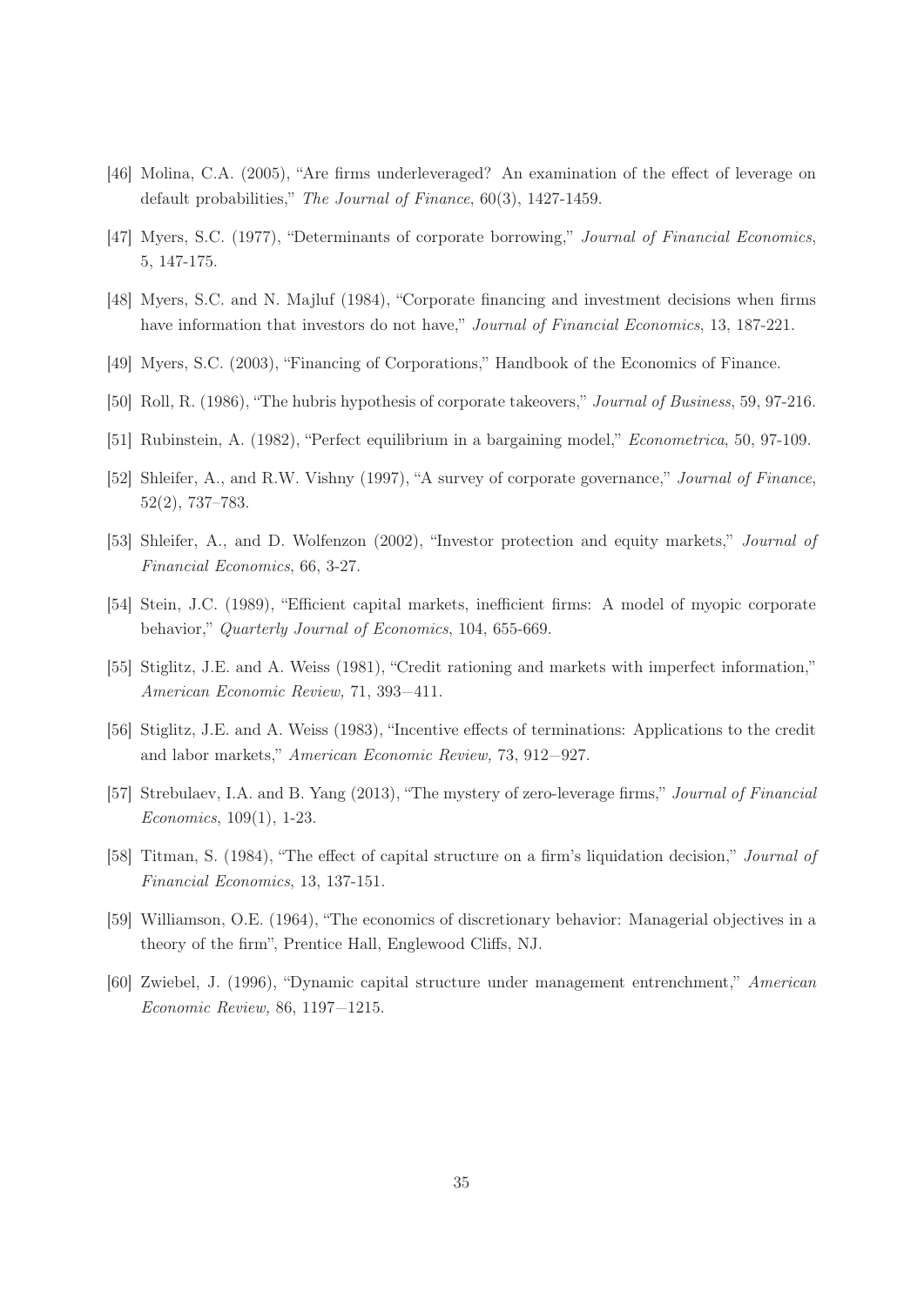[46] Molina, C.A. (2005), "Are firms underleveraged? An examination of the effect of leverage on default probabilities," *The Journal of Finance*, 60(3), 1427-1459.

[47] Myers, S.C. (1977), "Determinants of corporate borrowing," *Journal of Financial Economics*, 5, 147-175.

[48] Myers, S.C. and N. Majluf (1984), "Corporate financing and investment decisions when firms have information that investors do not have," *Journal of Financial Economics*, 13, 187-221.

[49] Myers, S.C. (2003), "Financing of Corporations," Handbook of the Economics of Finance.

[50] Roll, R. (1986), "The hubris hypothesis of corporate takeovers," *Journal of Business*, 59, 97-216.

[51] Rubinstein, A. (1982), "Perfect equilibrium in a bargaining model," *Econometrica*, 50, 97-109.

[52] Shleifer, A., and R.W. Vishny (1997), "A survey of corporate governance," *Journal of Finance*, 52(2), 737–783.

[53] Shleifer, A., and D. Wolfenzon (2002), "Investor protection and equity markets," *Journal of Financial Economics*, 66, 3-27.

[54] Stein, J.C. (1989), "Efficient capital markets, inefficient firms: A model of myopic corporate behavior," *Quarterly Journal of Economics*, 104, 655-669.

[55] Stiglitz, J.E. and A. Weiss (1981), "Credit rationing and markets with imperfect information," *American Economic Review,* 71, 393—411.

[56] Stiglitz, J.E. and A. Weiss (1983), "Incentive effects of terminations: Applications to the credit and labor markets," *American Economic Review,* 73, 912—927.

[57] Strebulaev, I.A. and B. Yang (2013), "The mystery of zero-leverage firms," *Journal of Financial Economics*, 109(1), 1-23.

[58] Titman, S. (1984), "The effect of capital structure on a firm's liquidation decision," *Journal of Financial Economics*, 13, 137-151.

[59] Williamson, O.E. (1964), "The economics of discretionary behavior: Managerial objectives in a theory of the firm", Prentice Hall, Englewood Cliffs, NJ.

[60] Zwiebel, J. (1996), "Dynamic capital structure under management entrenchment," *American Economic Review,* 86, 1197—1215.